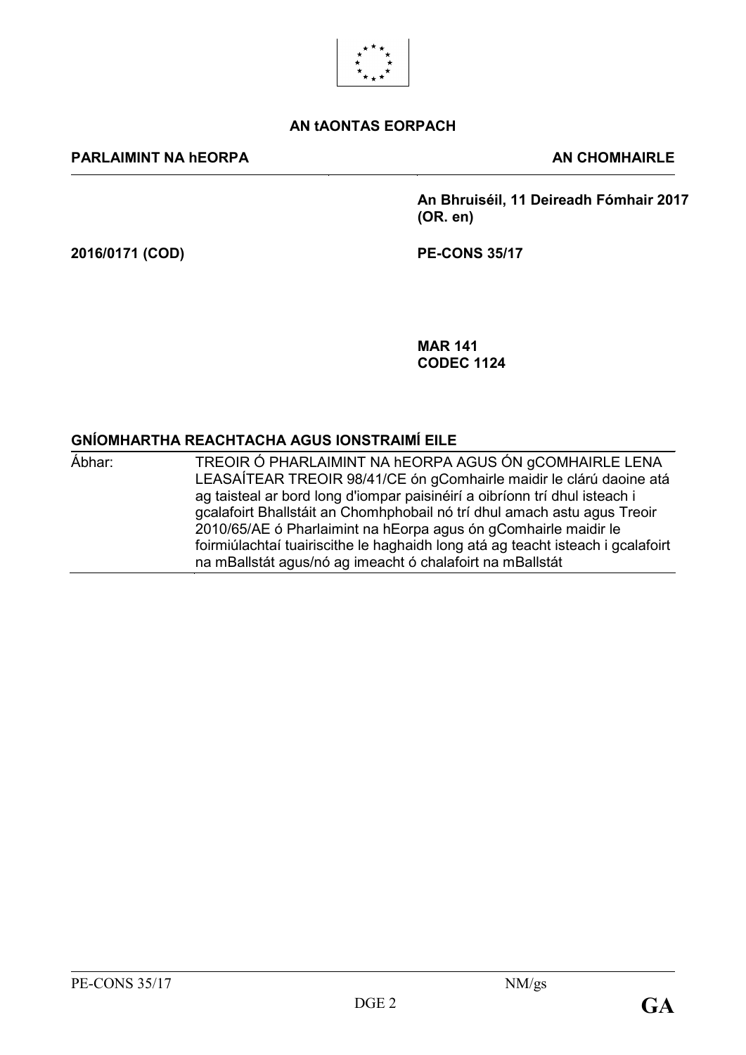**AN tAONTAS EORPACH**

| **PARLAIMINT NA hEORPA** | **AN CHOMHAIRLE** |
|---|---|
| | **An Bhruiséil, 11 Deireadh Fómhair 2017 (OR. en)** |
| **2016/0171 (COD)** | **PE-CONS 35/17** |
| | **MAR 141** **CODEC 1124** |

## GNÍOMHARTHA REACHTACHA AGUS IONSTRAIMÍ EILE

| Ábhar: | TREOIR Ó PHARLAIMINT NA hEORPA AGUS ÓN gCOMHAIRLE LENA LEASAÍTEAR TREOIR 98/41/CE ón gComhairle maidir le clárú daoine atá ag taisteal ar bord long d'iompar paisinéirí a oibríonn trí dhul isteach i gcalafoirt Bhallstáit an Chomhphobail nó trí dhul amach astu agus Treoir 2010/65/AE ó Pharlaimint na hEorpa agus ón gComhairle maidir le foirmiúlachtaí tuairiscithe le haghaidh long atá ag teacht isteach i gcalafoirt na mBallstát agus/nó ag imeacht ó chalafoirt na mBallstát |
|---|---|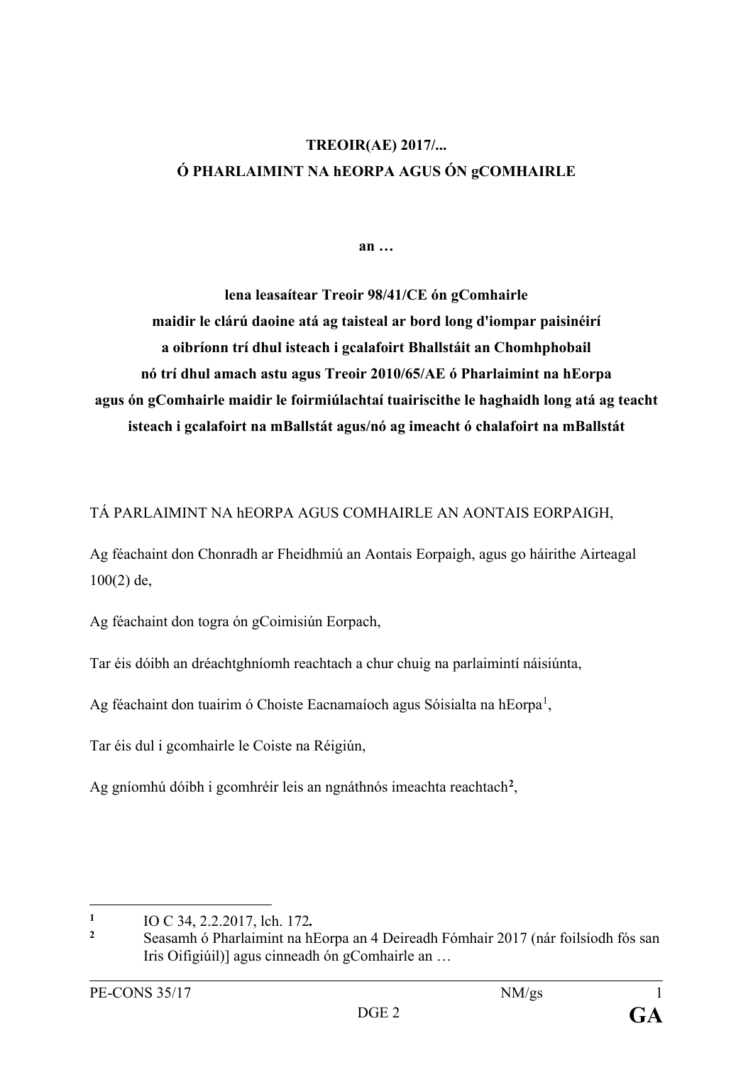**TREOIR(AE) 2017/...**
**Ó PHARLAIMINT NA hEORPA AGUS ÓN gCOMHAIRLE**

**an …**

**lena leasaítear Treoir 98/41/CE ón gComhairle maidir le clárú daoine atá ag taisteal ar bord long d'iompar paisinéirí a oibríonn trí dhul isteach i gcalafoirt Bhallstáit an Chomhphobail nó trí dhul amach astu agus Treoir 2010/65/AE ó Pharlaimint na hEorpa agus ón gComhairle maidir le foirmiúlachtaí tuairiscithe le haghaidh long atá ag teacht isteach i gcalafoirt na mBallstát agus/nó ag imeacht ó chalafoirt na mBallstát**

TÁ PARLAIMINT NA hEORPA AGUS COMHAIRLE AN AONTAIS EORPAIGH,

Ag féachaint don Chonradh ar Fheidhmiú an Aontais Eorpaigh, agus go háirithe Airteagal 100(2) de,

Ag féachaint don togra ón gCoimisiún Eorpach,

Tar éis dóibh an dréachtghníomh reachtach a chur chuig na parlaimintí náisiúnta,

Ag féachaint don tuairim ó Choiste Eacnamaíoch agus Sóisialta na hEorpa[1],

Tar éis dul i gcomhairle le Coiste na Réigiún,

Ag gníomhú dóibh i gcomhréir leis an ngnáthnós imeachta reachtach[2],

---

[1] IO C 34, 2.2.2017, lch. 172**.**

[2] Seasamh ó Pharlaimint na hEorpa an 4 Deireadh Fómhair 2017 (nár foilsíodh fós san Iris Oifigiúil)] agus cinneadh ón gComhairle an …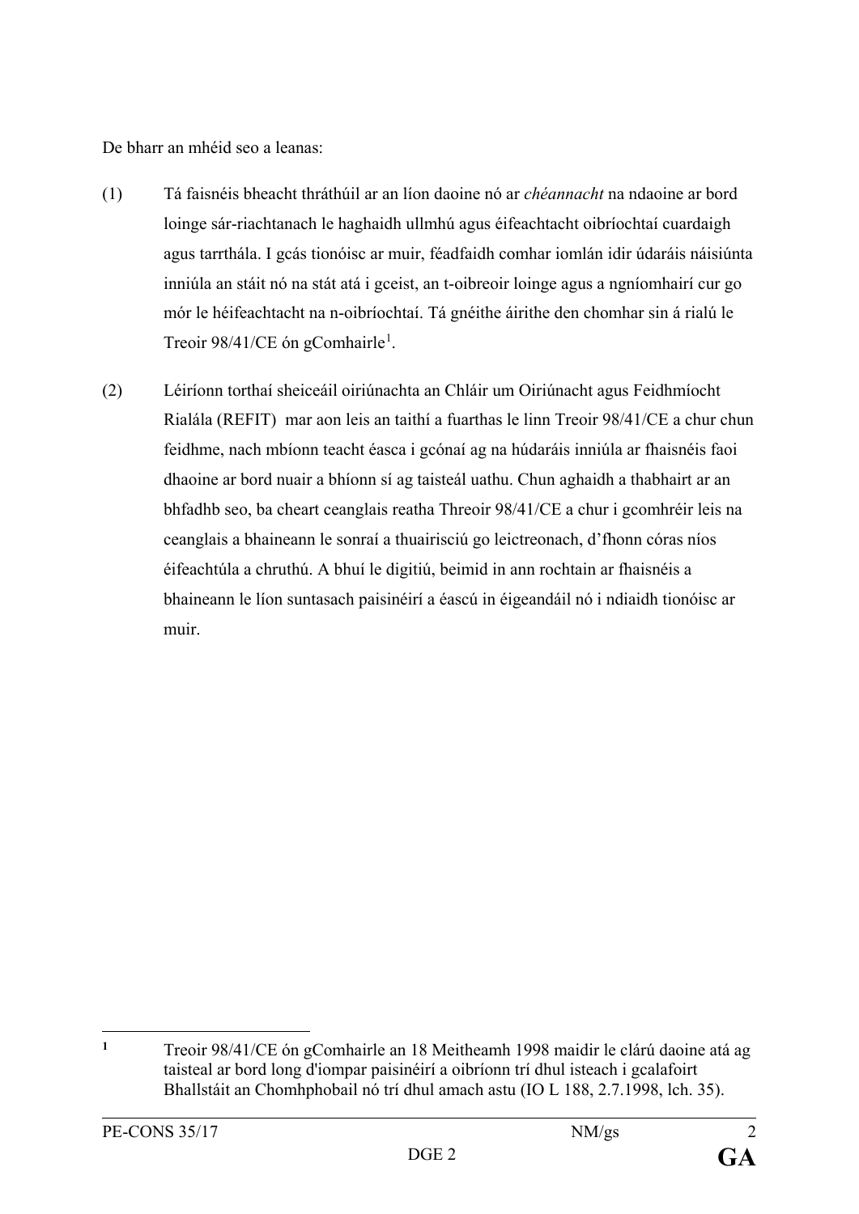De bharr an mhéid seo a leanas:

(1) Tá faisnéis bheacht thráthúil ar an líon daoine nó ar *chéannacht* na ndaoine ar bord loinge sár-riachtanach le haghaidh ullmhú agus éifeachtacht oibríochtaí cuardaigh agus tarrthála. I gcás tionóisc ar muir, féadfaidh comhar iomlán idir údaráis náisiúnta inniúla an stáit nó na stát atá i gceist, an t-oibreoir loinge agus a ngníomhairí cur go mór le héifeachtacht na n-oibríochtaí. Tá gnéithe áirithe den chomhar sin á rialú le Treoir 98/41/CE ón gComhairle[1].

(2) Léiríonn torthaí sheiceáil oiriúnachta an Chláir um Oiriúnacht agus Feidhmíocht Rialála (REFIT) mar aon leis an taithí a fuarthas le linn Treoir 98/41/CE a chur chun feidhme, nach mbíonn teacht éasca i gcónaí ag na húdaráis inniúla ar fhaisnéis faoi dhaoine ar bord nuair a bhíonn sí ag taisteál uathu. Chun aghaidh a thabhairt ar an bhfadhb seo, ba cheart ceanglais reatha Threoir 98/41/CE a chur i gcomhréir leis na ceanglais a bhaineann le sonraí a thuairisciú go leictreonach, d'fhonn córas níos éifeachtúla a chruthú. A bhuí le digitiú, beimid in ann rochtain ar fhaisnéis a bhaineann le líon suntasach paisinéirí a éascú in éigeandáil nó i ndiaidh tionóisc ar muir.

[1] Treoir 98/41/CE ón gComhairle an 18 Meitheamh 1998 maidir le clárú daoine atá ag taisteal ar bord long d'iompar paisinéirí a oibríonn trí dhul isteach i gcalafoirt Bhallstáit an Chomhphobail nó trí dhul amach astu (IO L 188, 2.7.1998, lch. 35).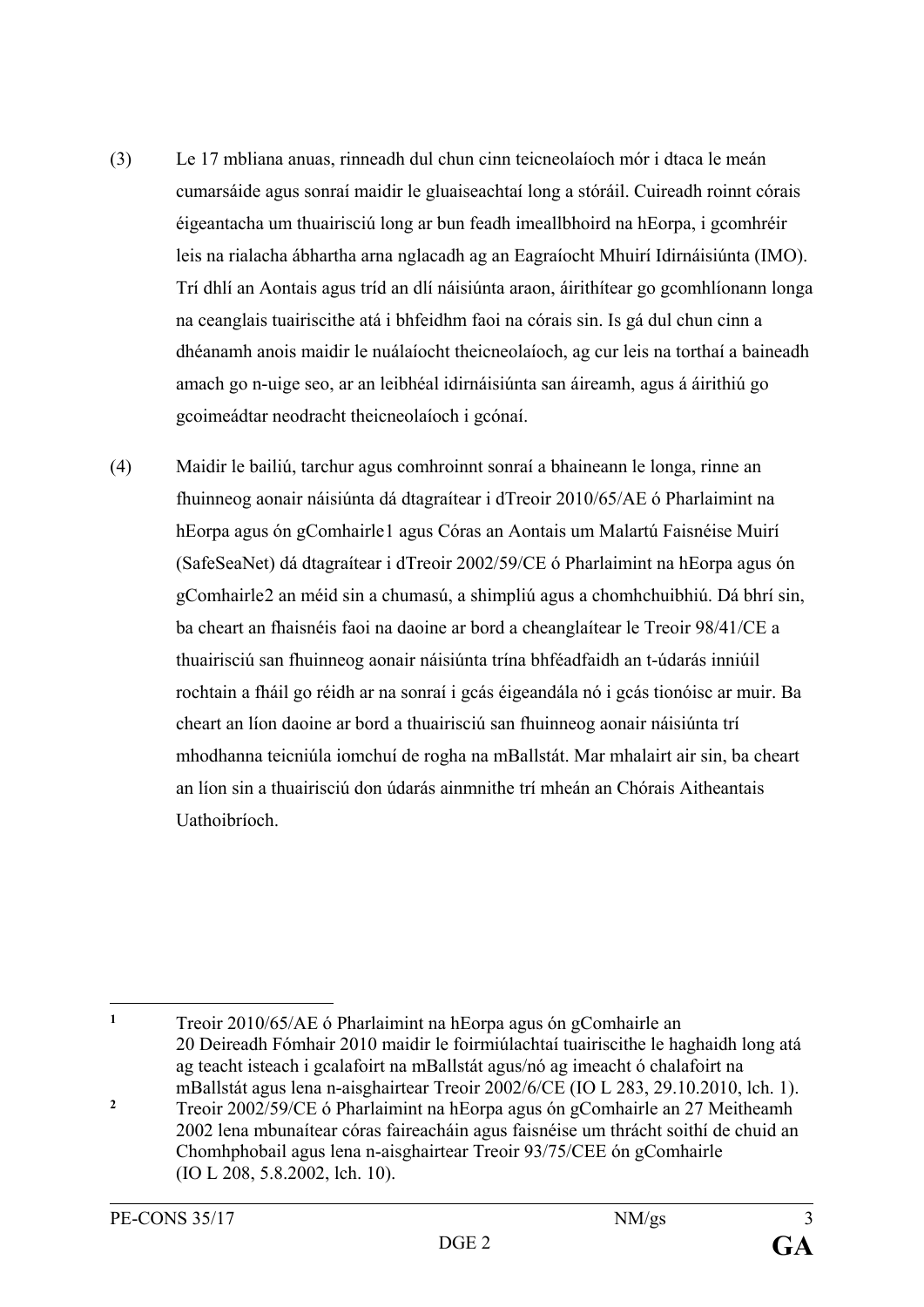(3) Le 17 mbliana anuas, rinneadh dul chun cinn teicneolaíoch mór i dtaca le meán cumarsáide agus sonraí maidir le gluaiseachtaí long a stóráil. Cuireadh roinnt córais éigeantacha um thuairisciú long ar bun feadh imeallbhoird na hEorpa, i gcomhréir leis na rialacha ábhartha arna nglacadh ag an Eagraíocht Mhuirí Idirnáisiúnta (IMO). Trí dhlí an Aontais agus tríd an dlí náisiúnta araon, áirithítear go gcomhlíonann longa na ceanglais tuairiscithe atá i bhfeidhm faoi na córais sin. Is gá dul chun cinn a dhéanamh anois maidir le nuálaíocht theicneolaíoch, ag cur leis na torthaí a baineadh amach go n-uige seo, ar an leibhéal idirnáisiúnta san áireamh, agus á áirithiú go gcoimeádtar neodracht theicneolaíoch i gcónaí.

(4) Maidir le bailiú, tarchur agus comhroinnt sonraí a bhaineann le longa, rinne an fhuinneog aonair náisiúnta dá dtagraítear i dTreoir 2010/65/AE ó Pharlaimint na hEorpa agus ón gComhairle[1] agus Córas an Aontais um Malartú Faisnéise Muirí (SafeSeaNet) dá dtagraítear i dTreoir 2002/59/CE ó Pharlaimint na hEorpa agus ón gComhairle[2] an méid sin a chumasú, a shimpliú agus a chomhchuibhiú. Dá bhrí sin, ba cheart an fhaisnéis faoi na daoine ar bord a cheanglaítear le Treoir 98/41/CE a thuairisciú san fhuinneog aonair náisiúnta trína bhféadfaidh an t-údarás inniúil rochtain a fháil go réidh ar na sonraí i gcás éigeandála nó i gcás tionóisc ar muir. Ba cheart an líon daoine ar bord a thuairisciú san fhuinneog aonair náisiúnta trí mhodhanna teicniúla iomchuí de rogha na mBallstát. Mar mhalairt air sin, ba cheart an líon sin a thuairisciú don údarás ainmnithe trí mheán an Chórais Aitheantais Uathoibríoch.

---

[1] Treoir 2010/65/AE ó Pharlaimint na hEorpa agus ón gComhairle an 20 Deireadh Fómhair 2010 maidir le foirmiúlachtaí tuairiscithe le haghaidh long atá ag teacht isteach i gcalafoirt na mBallstát agus/nó ag imeacht ó chalafoirt na mBallstát agus lena n-aisghairtear Treoir 2002/6/CE (IO L 283, 29.10.2010, lch. 1).

[2] Treoir 2002/59/CE ó Pharlaimint na hEorpa agus ón gComhairle an 27 Meitheamh 2002 lena mbunaítear córas faireacháin agus faisnéise um thrácht soithí de chuid an Chomhphobail agus lena n-aisghairtear Treoir 93/75/CEE ón gComhairle (IO L 208, 5.8.2002, lch. 10).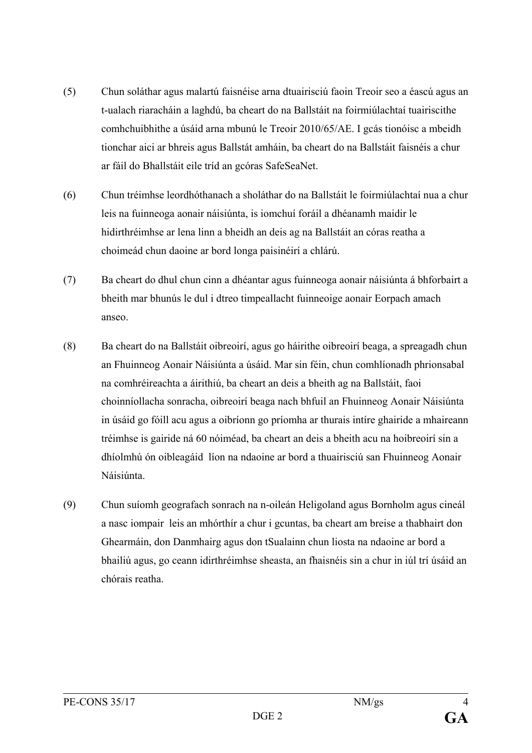(5) Chun soláthar agus malartú faisnéise arna dtuairisciú faoin Treoir seo a éascú agus an t-ualach riaracháin a laghdú, ba cheart do na Ballstáit na foirmiúlachtaí tuairiscithe comhchuibhithe a úsáid arna mbunú le Treoir 2010/65/AE. I gcás tionóisc a mbeidh tionchar aici ar bhreis agus Ballstát amháin, ba cheart do na Ballstáit faisnéis a chur ar fáil do Bhallstáit eile tríd an gcóras SafeSeaNet.

(6) Chun tréimhse leordhóthanach a sholáthar do na Ballstáit le foirmiúlachtaí nua a chur leis na fuinneoga aonair náisiúnta, is iomchuí foráil a dhéanamh maidir le hidirthréimhse ar lena linn a bheidh an deis ag na Ballstáit an córas reatha a choimeád chun daoine ar bord longa paisinéirí a chlárú.

(7) Ba cheart do dhul chun cinn a dhéantar agus fuinneoga aonair náisiúnta á bhforbairt a bheith mar bhunús le dul i dtreo timpeallacht fuinneoige aonair Eorpach amach anseo.

(8) Ba cheart do na Ballstáit oibreoirí, agus go háirithe oibreoirí beaga, a spreagadh chun an Fhuinneog Aonair Náisiúnta a úsáid. Mar sin féin, chun comhlíonadh phrionsabal na comhréireachta a áirithiú, ba cheart an deis a bheith ag na Ballstáit, faoi choinníollacha sonracha, oibreoirí beaga nach bhfuil an Fhuinneog Aonair Náisiúnta in úsáid go fóill acu agus a oibríonn go príomha ar thurais intíre ghairide a mhaireann tréimhse is gairide ná 60 nóiméad, ba cheart an deis a bheith acu na hoibreoirí sin a dhíolmhú ón oibleagáid líon na ndaoine ar bord a thuairisciú san Fhuinneog Aonair Náisiúnta.

(9) Chun suíomh geografach sonrach na n-oileán Heligoland agus Bornholm agus cineál a nasc iompair leis an mhórthír a chur i gcuntas, ba cheart am breise a thabhairt don Ghearmáin, don Danmhairg agus don tSualainn chun liosta na ndaoine ar bord a bhailiú agus, go ceann idirthréimhse sheasta, an fhaisnéis sin a chur in iúl trí úsáid an chórais reatha.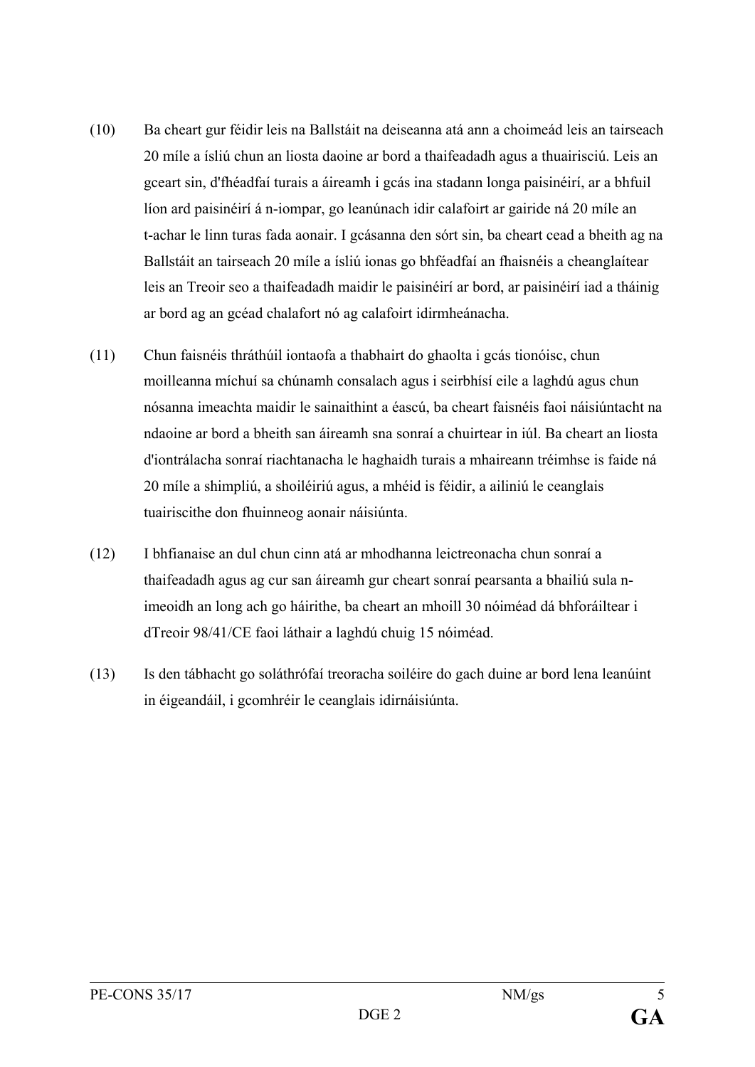(10) Ba cheart gur féidir leis na Ballstáit na deiseanna atá ann a choimeád leis an tairseach 20 míle a ísliú chun an liosta daoine ar bord a thaifeadadh agus a thuairisciú. Leis an gceart sin, d'fhéadfaí turais a áireamh i gcás ina stadann longa paisinéirí, ar a bhfuil líon ard paisinéirí á n-iompar, go leanúnach idir calafoirt ar gairide ná 20 míle an t-achar le linn turas fada aonair. I gcásanna den sórt sin, ba cheart cead a bheith ag na Ballstáit an tairseach 20 míle a ísliú ionas go bhféadfaí an fhaisnéis a cheanglaítear leis an Treoir seo a thaifeadadh maidir le paisinéirí ar bord, ar paisinéirí iad a tháinig ar bord ag an gcéad chalafort nó ag calafoirt idirmheánacha.

(11) Chun faisnéis thráthúil iontaofa a thabhairt do ghaolta i gcás tionóisc, chun moilleanna míchuí sa chúnamh consalach agus i seirbhísí eile a laghdú agus chun nósanna imeachta maidir le sainaithint a éascú, ba cheart faisnéis faoi náisiúntacht na ndaoine ar bord a bheith san áireamh sna sonraí a chuirtear in iúl. Ba cheart an liosta d'iontrálacha sonraí riachtanacha le haghaidh turais a mhaireann tréimhse is faide ná 20 míle a shimpliú, a shoiléiriú agus, a mhéid is féidir, a ailiniú le ceanglais tuairiscithe don fhuinneog aonair náisiúnta.

(12) I bhfianaise an dul chun cinn atá ar mhodhanna leictreonacha chun sonraí a thaifeadadh agus ag cur san áireamh gur cheart sonraí pearsanta a bhailiú sula n-imeoidh an long ach go háirithe, ba cheart an mhoill 30 nóiméad dá bhforáiltear i dTreoir 98/41/CE faoi láthair a laghdú chuig 15 nóiméad.

(13) Is den tábhacht go soláthrófaí treoracha soiléire do gach duine ar bord lena leanúint in éigeandáil, i gcomhréir le ceanglais idirnáisiúnta.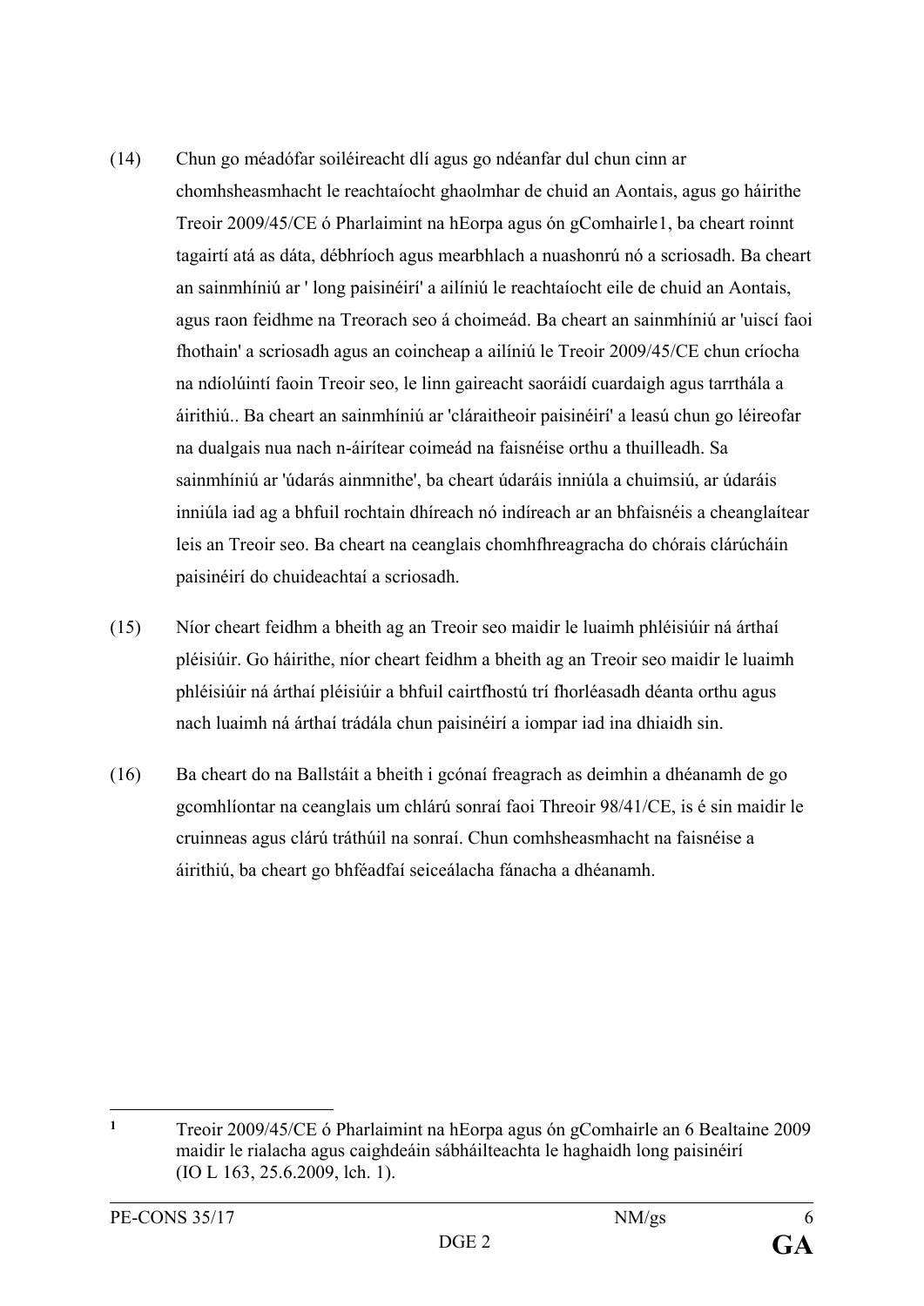(14) Chun go méadófar soiléireacht dlí agus go ndéanfar dul chun cinn ar chomhsheasmhacht le reachtaíocht ghaolmhar de chuid an Aontais, agus go háirithe Treoir 2009/45/CE ó Pharlaimint na hEorpa agus ón gComhairle[1], ba cheart roinnt tagairtí atá as dáta, débhríoch agus mearbhlach a nuashonrú nó a scriosadh. Ba cheart an sainmhíniú ar ' long paisinéirí' a ailíniú le reachtaíocht eile de chuid an Aontais, agus raon feidhme na Treorach seo á choimeád. Ba cheart an sainmhíniú ar 'uiscí faoi fhothain' a scriosadh agus an coincheap a ailíniú le Treoir 2009/45/CE chun críocha na ndíolúintí faoin Treoir seo, le linn gaireacht saoráidí cuardaigh agus tarrthála a áirithiú.. Ba cheart an sainmhíniú ar 'cláraitheoir paisinéirí' a leasú chun go léireofar na dualgais nua nach n-áirítear coimeád na faisnéise orthu a thuilleadh. Sa sainmhíniú ar 'údarás ainmnithe', ba cheart údaráis inniúla a chuimsiú, ar údaráis inniúla iad ag a bhfuil rochtain dhíreach nó indíreach ar an bhfaisnéis a cheanglaítear leis an Treoir seo. Ba cheart na ceanglais chomhfhreagracha do chórais clárúcháin paisinéirí do chuideachtaí a scriosadh.

(15) Níor cheart feidhm a bheith ag an Treoir seo maidir le luaimh phléisiúir ná árthaí pléisiúir. Go háirithe, níor cheart feidhm a bheith ag an Treoir seo maidir le luaimh phléisiúir ná árthaí pléisiúir a bhfuil cairtfhostú trí fhorléasadh déanta orthu agus nach luaimh ná árthaí trádála chun paisinéirí a iompar iad ina dhiaidh sin.

(16) Ba cheart do na Ballstáit a bheith i gcónaí freagrach as deimhin a dhéanamh de go gcomhlíontar na ceanglais um chlárú sonraí faoi Threoir 98/41/CE, is é sin maidir le cruinneas agus clárú tráthúil na sonraí. Chun comhsheasmhacht na faisnéise a áirithiú, ba cheart go bhféadfaí seiceálacha fánacha a dhéanamh.

---

[1] Treoir 2009/45/CE ó Pharlaimint na hEorpa agus ón gComhairle an 6 Bealtaine 2009 maidir le rialacha agus caighdeáin sábháilteachta le haghaidh long paisinéirí (IO L 163, 25.6.2009, lch. 1).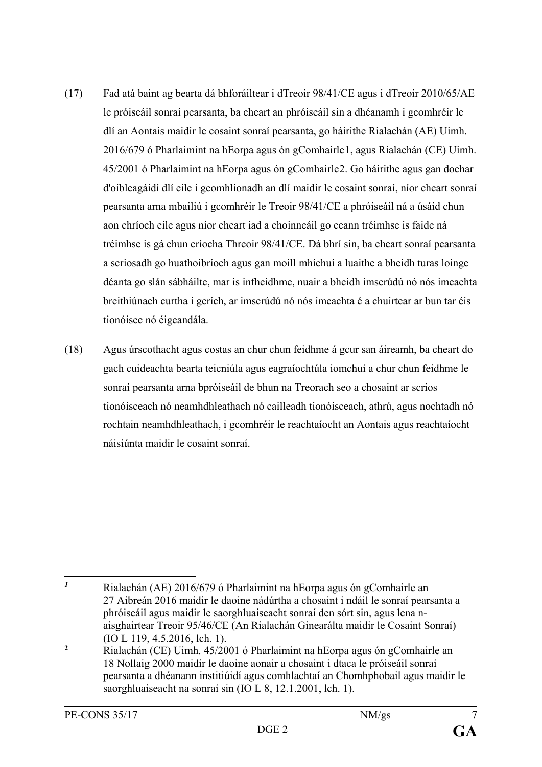(17) Fad atá baint ag bearta dá bhforáiltear i dTreoir 98/41/CE agus i dTreoir 2010/65/AE le próiseáil sonraí pearsanta, ba cheart an phróiseáil sin a dhéanamh i gcomhréir le dlí an Aontais maidir le cosaint sonraí pearsanta, go háirithe Rialachán (AE) Uimh. 2016/679 ó Pharlaimint na hEorpa agus ón gComhairle[1], agus Rialachán (CE) Uimh. 45/2001 ó Pharlaimint na hEorpa agus ón gComhairle[2]. Go háirithe agus gan dochar d'oibleagáidí dlí eile i gcomhlíonadh an dlí maidir le cosaint sonraí, níor cheart sonraí pearsanta arna mbailiú i gcomhréir le Treoir 98/41/CE a phróiseáil ná a úsáid chun aon chríoch eile agus níor cheart iad a choinneáil go ceann tréimhse is faide ná tréimhse is gá chun críocha Threoir 98/41/CE. Dá bhrí sin, ba cheart sonraí pearsanta a scriosadh go huathoibríoch agus gan moill mhíchuí a luaithe a bheidh turas loinge déanta go slán sábháilte, mar is infheidhme, nuair a bheidh imscrúdú nó nós imeachta breithiúnach curtha i gcrích, ar imscrúdú nó nós imeachta é a chuirtear ar bun tar éis tionóisce nó éigeandála.

(18) Agus úrscothacht agus costas an chur chun feidhme á gcur san áireamh, ba cheart do gach cuideachta bearta teicniúla agus eagraíochtúla iomchuí a chur chun feidhme le sonraí pearsanta arna bpróiseáil de bhun na Treorach seo a chosaint ar scrios tionóisceach nó neamhdhleathach nó cailleadh tionóisceach, athrú, agus nochtadh nó rochtain neamhdhleathach, i gcomhréir le reachtaíocht an Aontais agus reachtaíocht náisiúnta maidir le cosaint sonraí.

---

[1] Rialachán (AE) 2016/679 ó Pharlaimint na hEorpa agus ón gComhairle an 27 Aibreán 2016 maidir le daoine nádúrtha a chosaint i ndáil le sonraí pearsanta a phróiseáil agus maidir le saorghluaiseacht sonraí den sórt sin, agus lena n-aisghairtear Treoir 95/46/CE (An Rialachán Ginearálta maidir le Cosaint Sonraí) (IO L 119, 4.5.2016, lch. 1).

[2] Rialachán (CE) Uimh. 45/2001 ó Pharlaimint na hEorpa agus ón gComhairle an 18 Nollaig 2000 maidir le daoine aonair a chosaint i dtaca le próiseáil sonraí pearsanta a dhéanann institiúidí agus comhlachtaí an Chomhphobail agus maidir le saorghluaiseacht na sonraí sin (IO L 8, 12.1.2001, lch. 1).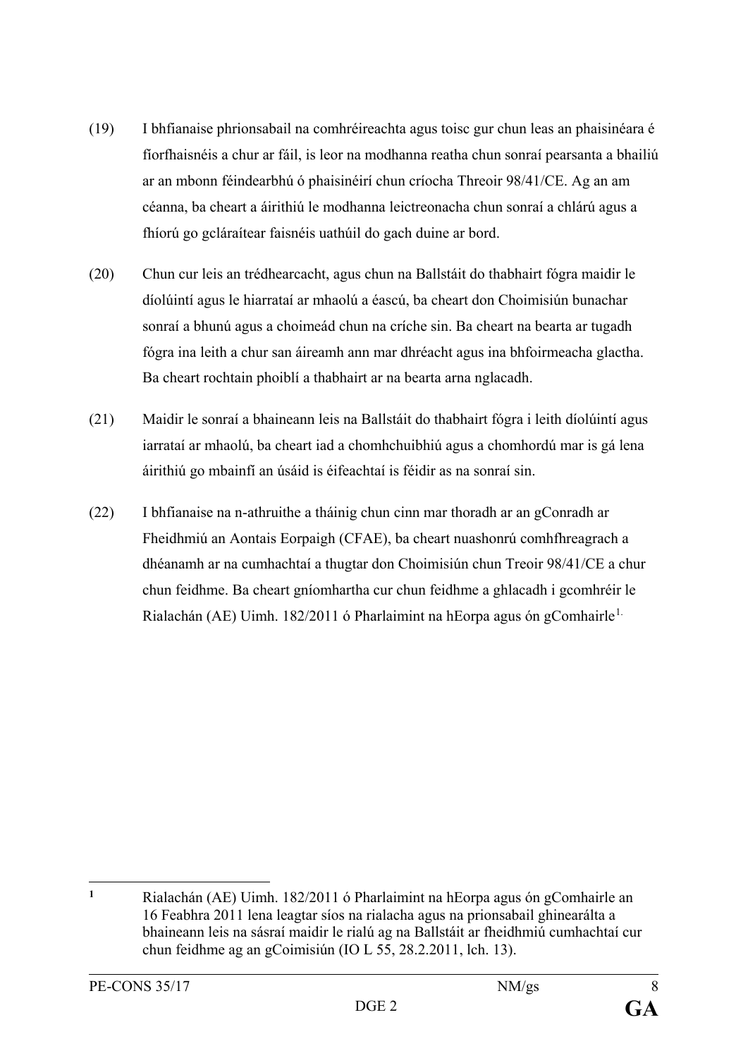(19) I bhfianaise phrionsabail na comhréireachta agus toisc gur chun leas an phaisinéara é fíorfhaisnéis a chur ar fáil, is leor na modhanna reatha chun sonraí pearsanta a bhailiú ar an mbonn féindearbhú ó phaisinéirí chun críocha Threoir 98/41/CE. Ag an am céanna, ba cheart a áirithiú le modhanna leictreonacha chun sonraí a chlárú agus a fhíorú go gcláraítear faisnéis uathúil do gach duine ar bord.

(20) Chun cur leis an trédhearcacht, agus chun na Ballstáit do thabhairt fógra maidir le díolúintí agus le hiarrataí ar mhaolú a éascú, ba cheart don Choimisiún bunachar sonraí a bhunú agus a choimeád chun na críche sin. Ba cheart na bearta ar tugadh fógra ina leith a chur san áireamh ann mar dhréacht agus ina bhfoirmeacha glactha. Ba cheart rochtain phoiblí a thabhairt ar na bearta arna nglacadh.

(21) Maidir le sonraí a bhaineann leis na Ballstáit do thabhairt fógra i leith díolúintí agus iarrataí ar mhaolú, ba cheart iad a chomhchuibhiú agus a chomhordú mar is gá lena áirithiú go mbainfí an úsáid is éifeachtaí is féidir as na sonraí sin.

(22) I bhfianaise na n-athruithe a tháinig chun cinn mar thoradh ar an gConradh ar Fheidhmiú an Aontais Eorpaigh (CFAE), ba cheart nuashonrú comhfhreagrach a dhéanamh ar na cumhachtaí a thugtar don Choimisiún chun Treoir 98/41/CE a chur chun feidhme. Ba cheart gníomhartha cur chun feidhme a ghlacadh i gcomhréir le Rialachán (AE) Uimh. 182/2011 ó Pharlaimint na hEorpa agus ón gComhairle[1].

---

[1] Rialachán (AE) Uimh. 182/2011 ó Pharlaimint na hEorpa agus ón gComhairle an 16 Feabhra 2011 lena leagtar síos na rialacha agus na prionsabail ghinearálta a bhaineann leis na sásraí maidir le rialú ag na Ballstáit ar fheidhmiú cumhachtaí cur chun feidhme ag an gCoimisiún (IO L 55, 28.2.2011, lch. 13).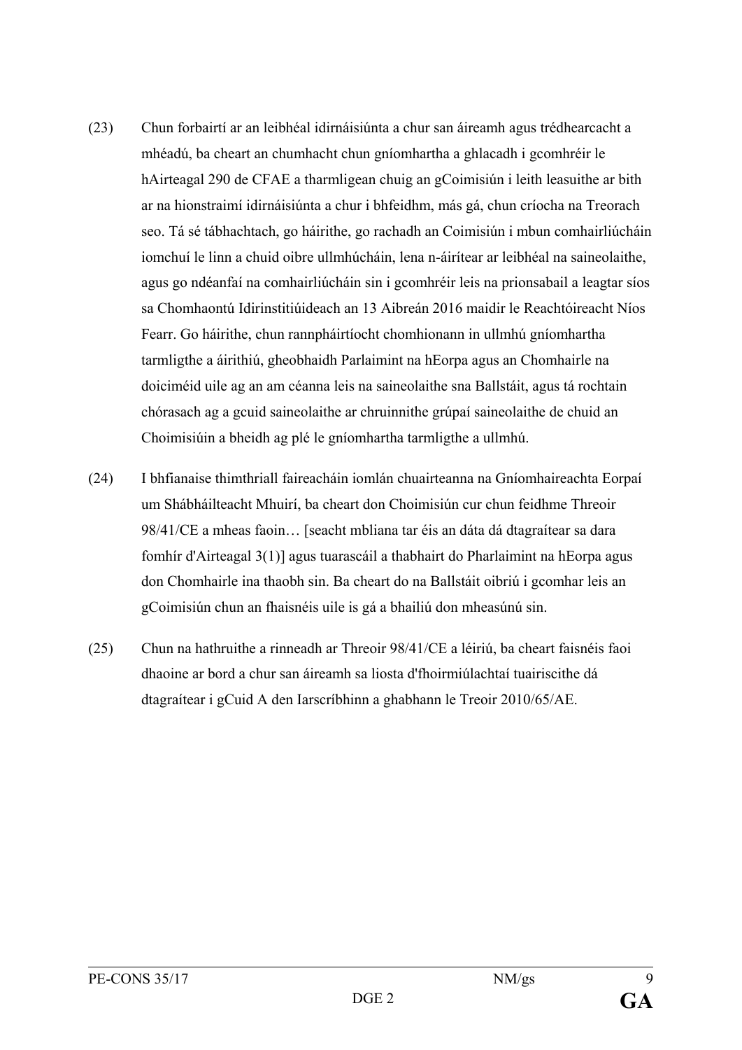(23) Chun forbairtí ar an leibhéal idirnáisiúnta a chur san áireamh agus trédhearcacht a mhéadú, ba cheart an chumhacht chun gníomhartha a ghlacadh i gcomhréir le hAirteagal 290 de CFAE a tharmligean chuig an gCoimisiún i leith leasuithe ar bith ar na hionstraimí idirnáisiúnta a chur i bhfeidhm, más gá, chun críocha na Treorach seo. Tá sé tábhachtach, go háirithe, go rachadh an Coimisiún i mbun comhairliúcháin iomchuí le linn a chuid oibre ullmhúcháin, lena n-áirítear ar leibhéal na saineolaithe, agus go ndéanfaí na comhairliúcháin sin i gcomhréir leis na prionsabail a leagtar síos sa Chomhaontú Idirinstitiúideach an 13 Aibreán 2016 maidir le Reachtóireacht Níos Fearr. Go háirithe, chun rannpháirtíocht chomhionann in ullmhú gníomhartha tarmligthe a áirithiú, gheobhaidh Parlaimint na hEorpa agus an Chomhairle na doiciméid uile ag an am céanna leis na saineolaithe sna Ballstáit, agus tá rochtain chórasach ag a gcuid saineolaithe ar chruinnithe grúpaí saineolaithe de chuid an Choimisiúin a bheidh ag plé le gníomhartha tarmligthe a ullmhú.

(24) I bhfianaise thimthriall faireacháin iomlán chuairteanna na Gníomhaireachta Eorpaí um Shábháilteacht Mhuirí, ba cheart don Choimisiún cur chun feidhme Threoir 98/41/CE a mheas faoin… [seacht mbliana tar éis an dáta dá dtagraítear sa dara fomhír d'Airteagal 3(1)] agus tuarascáil a thabhairt do Pharlaimint na hEorpa agus don Chomhairle ina thaobh sin. Ba cheart do na Ballstáit oibriú i gcomhar leis an gCoimisiún chun an fhaisnéis uile is gá a bhailiú don mheasúnú sin.

(25) Chun na hathruithe a rinneadh ar Threoir 98/41/CE a léiriú, ba cheart faisnéis faoi dhaoine ar bord a chur san áireamh sa liosta d'fhoirmiúlachtaí tuairiscithe dá dtagraítear i gCuid A den Iarscríbhinn a ghabhann le Treoir 2010/65/AE.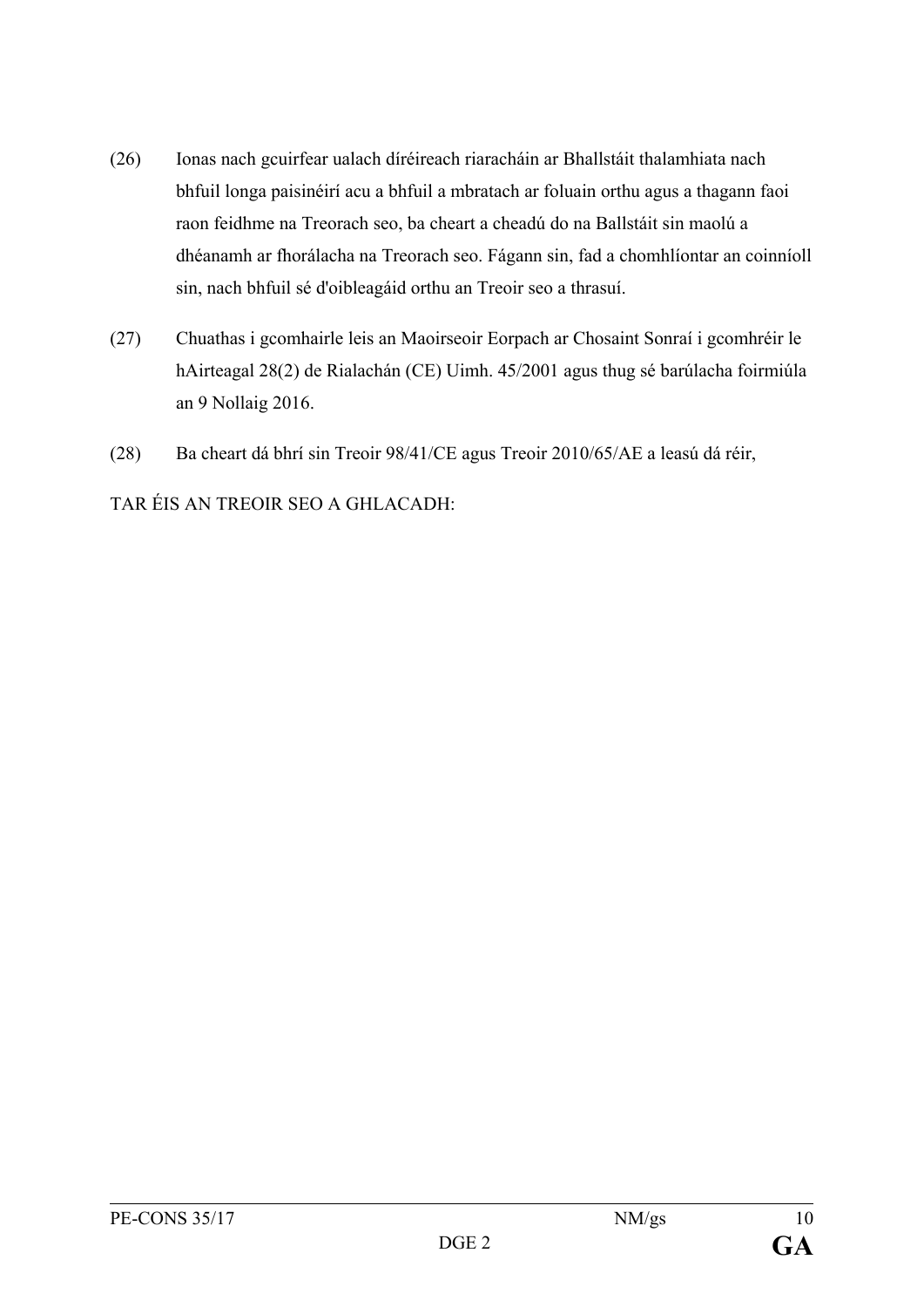(26) Ionas nach gcuirfear ualach díréireach riaracháin ar Bhallstáit thalamhiata nach bhfuil longa paisinéirí acu a bhfuil a mbratach ar foluain orthu agus a thagann faoi raon feidhme na Treorach seo, ba cheart a cheadú do na Ballstáit sin maolú a dhéanamh ar fhorálacha na Treorach seo. Fágann sin, fad a chomhlíontar an coinníoll sin, nach bhfuil sé d'oibleagáid orthu an Treoir seo a thrasuí.

(27) Chuathas i gcomhairle leis an Maoirseoir Eorpach ar Chosaint Sonraí i gcomhréir le hAirteagal 28(2) de Rialachán (CE) Uimh. 45/2001 agus thug sé barúlacha foirmiúla an 9 Nollaig 2016.

(28) Ba cheart dá bhrí sin Treoir 98/41/CE agus Treoir 2010/65/AE a leasú dá réir,

TAR ÉIS AN TREOIR SEO A GHLACADH: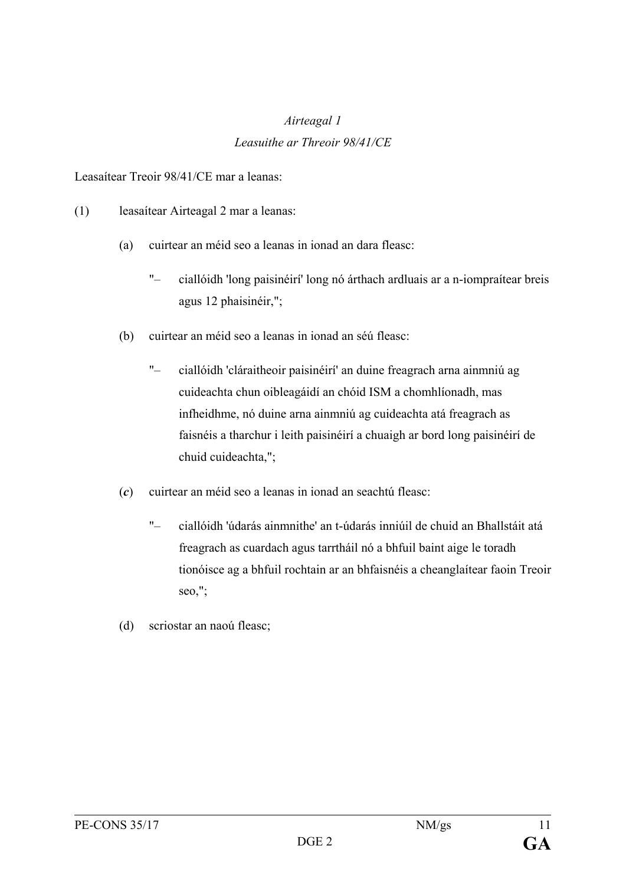*Airteagal 1*

*Leasuithe ar Threoir 98/41/CE*

Leasaítear Treoir 98/41/CE mar a leanas:

(1) leasaítear Airteagal 2 mar a leanas:

(a) cuirtear an méid seo a leanas in ionad an dara fleasc:

"– ciallóidh 'long paisinéirí' long nó árthach ardluais ar a n-iompraítear breis agus 12 phaisinéir,";

(b) cuirtear an méid seo a leanas in ionad an séú fleasc:

"– ciallóidh 'cláraitheoir paisinéirí' an duine freagrach arna ainmniú ag cuideachta chun oibleagáidí an chóid ISM a chomhlíonadh, mas infheidhme, nó duine arna ainmniú ag cuideachta atá freagrach as faisnéis a tharchur i leith paisinéirí a chuaigh ar bord long paisinéirí de chuid cuideachta,";

(*c*) cuirtear an méid seo a leanas in ionad an seachtú fleasc:

"– ciallóidh 'údarás ainmnithe' an t-údarás inniúil de chuid an Bhallstáit atá freagrach as cuardach agus tarrtháil nó a bhfuil baint aige le toradh tionóisce ag a bhfuil rochtain ar an bhfaisnéis a cheanglaítear faoin Treoir seo,";

(d) scriostar an naoú fleasc;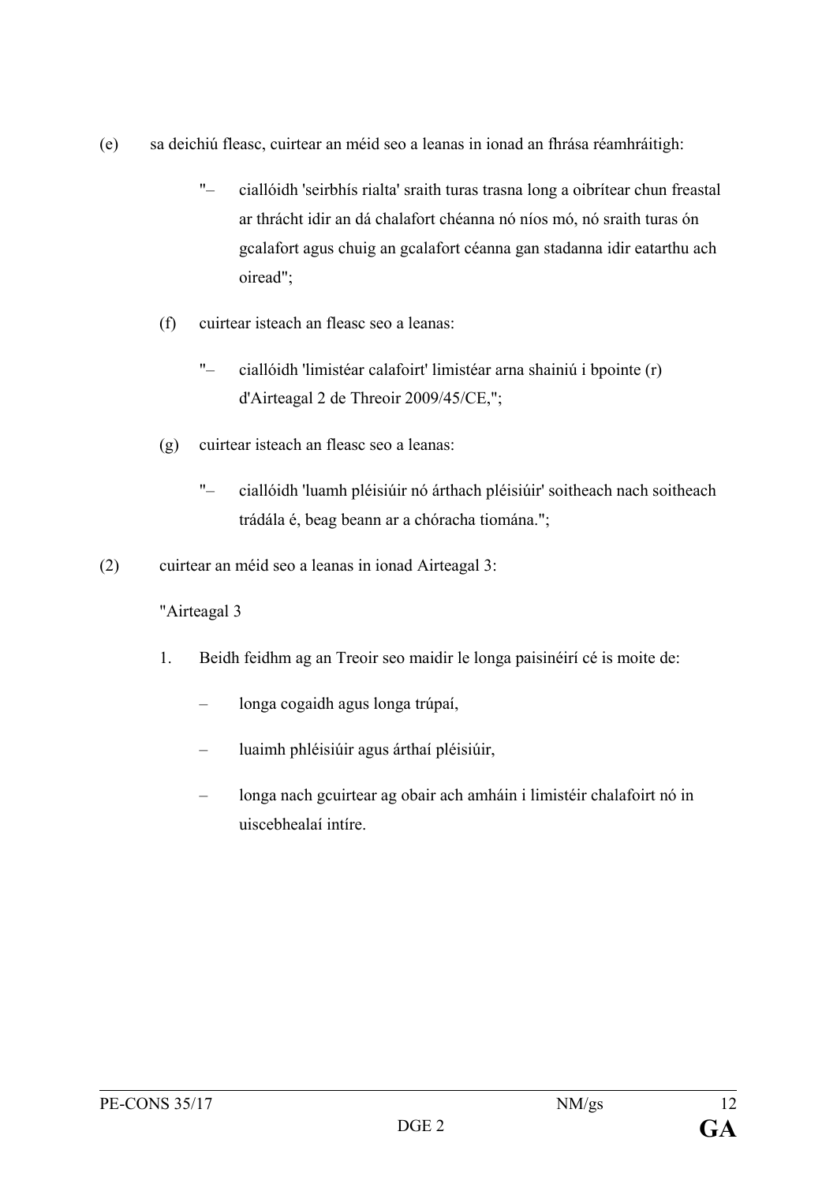(e) sa deichiú fleasc, cuirtear an méid seo a leanas in ionad an fhrása réamhráitigh:

"– ciallóidh 'seirbhís rialta' sraith turas trasna long a oibrítear chun freastal ar thrácht idir an dá chalafort chéanna nó níos mó, nó sraith turas ón gcalafort agus chuig an gcalafort céanna gan stadanna idir eatarthu ach oiread";

(f) cuirtear isteach an fleasc seo a leanas:

"– ciallóidh 'limistéar calafoirt' limistéar arna shainiú i bpointe (r) d'Airteagal 2 de Threoir 2009/45/CE,";

(g) cuirtear isteach an fleasc seo a leanas:

"– ciallóidh 'luamh pléisiúir nó árthach pléisiúir' soitheach nach soitheach trádála é, beag beann ar a chóracha tiomána.";

(2) cuirtear an méid seo a leanas in ionad Airteagal 3:

"Airteagal 3

1. Beidh feidhm ag an Treoir seo maidir le longa paisinéirí cé is moite de:

– longa cogaidh agus longa trúpaí,

– luaimh phléisiúir agus árthaí pléisiúir,

– longa nach gcuirtear ag obair ach amháin i limistéir chalafoirt nó in uiscebhealaí intíre.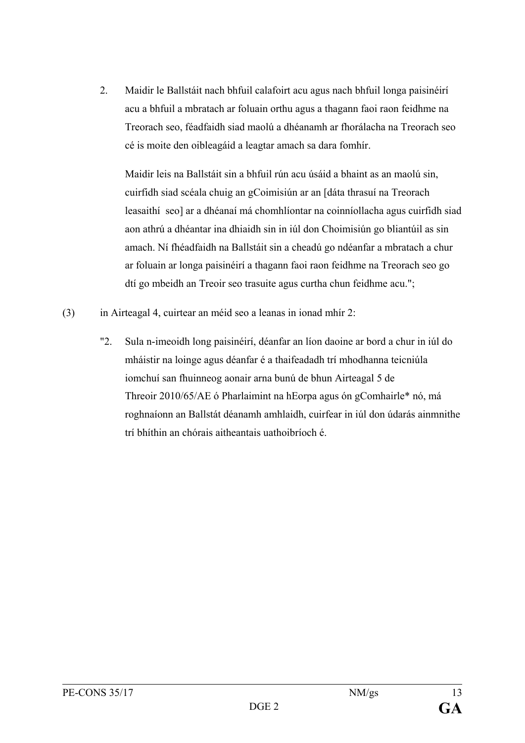2. Maidir le Ballstáit nach bhfuil calafoirt acu agus nach bhfuil longa paisinéirí acu a bhfuil a mbratach ar foluain orthu agus a thagann faoi raon feidhme na Treorach seo, féadfaidh siad maolú a dhéanamh ar fhorálacha na Treorach seo cé is moite den oibleagáid a leagtar amach sa dara fomhír.

   Maidir leis na Ballstáit sin a bhfuil rún acu úsáid a bhaint as an maolú sin, cuirfidh siad scéala chuig an gCoimisiún ar an [dáta thrasuí na Treorach leasaithí seo] ar a dhéanaí má chomhlíontar na coinníollacha agus cuirfidh siad aon athrú a dhéantar ina dhiaidh sin in iúl don Choimisiún go bliantúil as sin amach. Ní fhéadfaidh na Ballstáit sin a cheadú go ndéanfar a mbratach a chur ar foluain ar longa paisinéirí a thagann faoi raon feidhme na Treorach seo go dtí go mbeidh an Treoir seo trasuite agus curtha chun feidhme acu.";

(3) in Airteagal 4, cuirtear an méid seo a leanas in ionad mhír 2:

"2. Sula n-imeoidh long paisinéirí, déanfar an líon daoine ar bord a chur in iúl do mháistir na loinge agus déanfar é a thaifeadadh trí mhodhanna teicniúla iomchuí san fhuinneog aonair arna bunú de bhun Airteagal 5 de Threoir 2010/65/AE ó Pharlaimint na hEorpa agus ón gComhairle* nó, má roghnaíonn an Ballstát déanamh amhlaidh, cuirfear in iúl don údarás ainmnithe trí bhíthin an chórais aitheantais uathoibríoch é.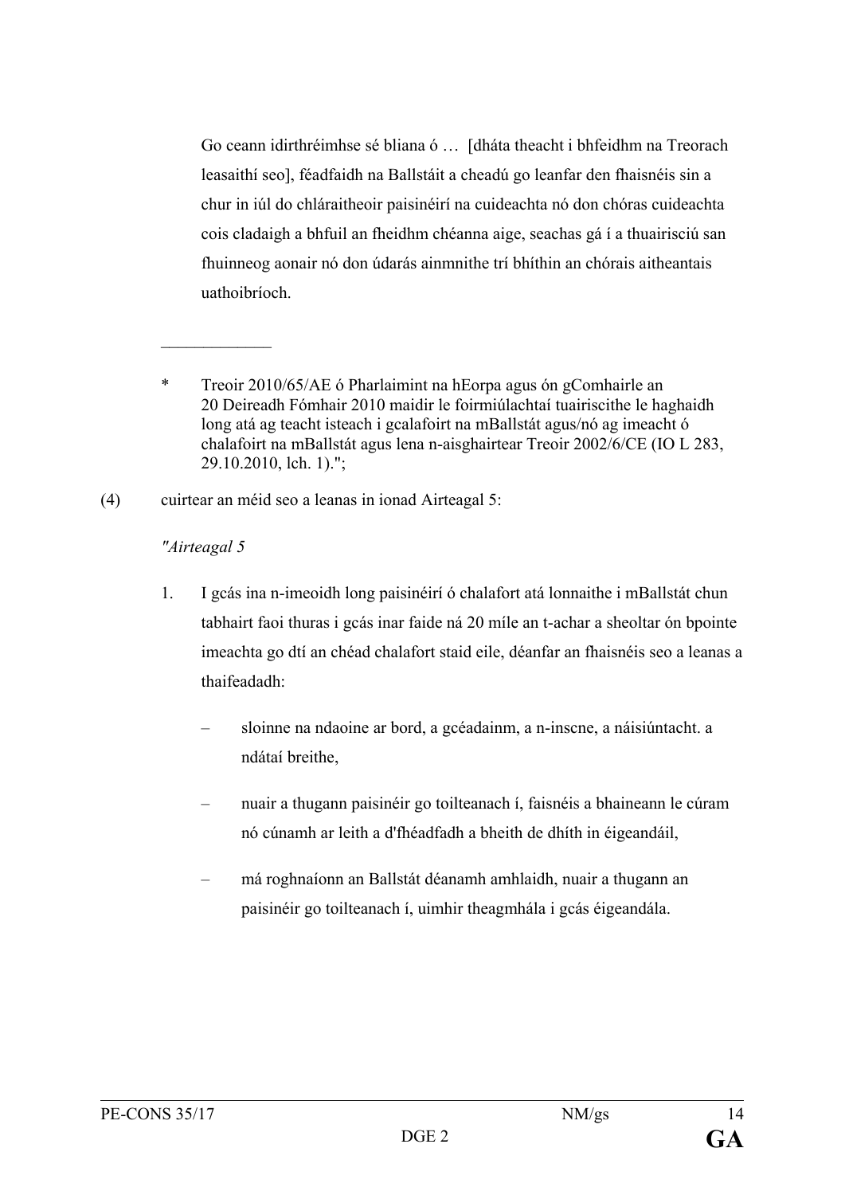Go ceann idirthréimhse sé bliana ó … [dháta theacht i bhfeidhm na Treorach leasaithí seo], féadfaidh na Ballstáit a cheadú go leanfar den fhaisnéis sin a chur in iúl do chláraitheoir paisinéirí na cuideachta nó don chóras cuideachta cois cladaigh a bhfuil an fheidhm chéanna aige, seachas gá í a thuairisciú san fhuinneog aonair nó don údarás ainmnithe trí bhíthin an chórais aitheantais uathoibríoch.

_____________

\* Treoir 2010/65/AE ó Pharlaimint na hEorpa agus ón gComhairle an 20 Deireadh Fómhair 2010 maidir le foirmiúlachtaí tuairiscithe le haghaidh long atá ag teacht isteach i gcalafoirt na mBallstát agus/nó ag imeacht ó chalafoirt na mBallstát agus lena n-aisghairtear Treoir 2002/6/CE (IO L 283, 29.10.2010, lch. 1).";

(4) cuirtear an méid seo a leanas in ionad Airteagal 5:

*"Airteagal 5*

1. I gcás ina n-imeoidh long paisinéirí ó chalafort atá lonnaithe i mBallstát chun tabhairt faoi thuras i gcás inar faide ná 20 míle an t-achar a sheoltar ón bpointe imeachta go dtí an chéad chalafort staid eile, déanfar an fhaisnéis seo a leanas a thaifeadadh:

   – sloinne na ndaoine ar bord, a gcéadainm, a n-inscne, a náisiúntacht. a ndátaí breithe,

   – nuair a thugann paisinéir go toilteanach í, faisnéis a bhaineann le cúram nó cúnamh ar leith a d'fhéadfadh a bheith de dhíth in éigeandáil,

   – má roghnaíonn an Ballstát déanamh amhlaidh, nuair a thugann an paisinéir go toilteanach í, uimhir theagmhála i gcás éigeandála.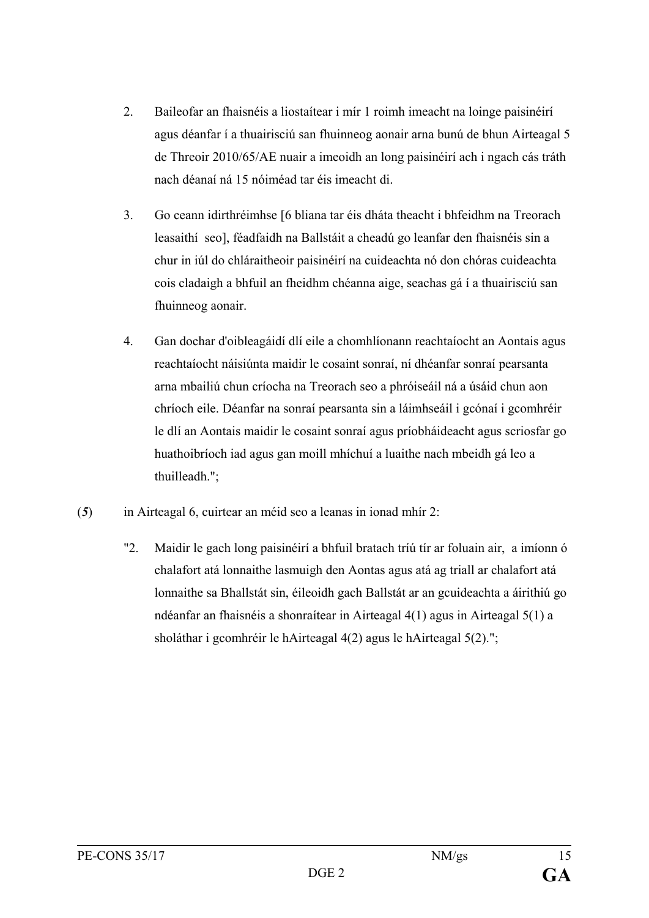2. Baileofar an fhaisnéis a liostaítear i mír 1 roimh imeacht na loinge paisinéirí agus déanfar í a thuairisciú san fhuinneog aonair arna bunú de bhun Airteagal 5 de Threoir 2010/65/AE nuair a imeoidh an long paisinéirí ach i ngach cás tráth nach déanaí ná 15 nóiméad tar éis imeacht di.

3. Go ceann idirthréimhse [6 bliana tar éis dháta theacht i bhfeidhm na Treorach leasaithí seo], féadfaidh na Ballstáit a cheadú go leanfar den fhaisnéis sin a chur in iúl do chláraitheoir paisinéirí na cuideachta nó don chóras cuideachta cois cladaigh a bhfuil an fheidhm chéanna aige, seachas gá í a thuairisciú san fhuinneog aonair.

4. Gan dochar d'oibleagáidí dlí eile a chomhlíonann reachtaíocht an Aontais agus reachtaíocht náisiúnta maidir le cosaint sonraí, ní dhéanfar sonraí pearsanta arna mbailiú chun críocha na Treorach seo a phróiseáil ná a úsáid chun aon chríoch eile. Déanfar na sonraí pearsanta sin a láimhseáil i gcónaí i gcomhréir le dlí an Aontais maidir le cosaint sonraí agus príobháideacht agus scriosfar go huathoibríoch iad agus gan moill mhíchuí a luaithe nach mbeidh gá leo a thuilleadh.";

(*5*) in Airteagal 6, cuirtear an méid seo a leanas in ionad mhír 2:

"2. Maidir le gach long paisinéirí a bhfuil bratach tríú tír ar foluain air, a imíonn ó chalafort atá lonnaithe lasmuigh den Aontas agus atá ag triall ar chalafort atá lonnaithe sa Bhallstát sin, éileoidh gach Ballstát ar an gcuideachta a áirithiú go ndéanfar an fhaisnéis a shonraítear in Airteagal 4(1) agus in Airteagal 5(1) a sholáthar i gcomhréir le hAirteagal 4(2) agus le hAirteagal 5(2).";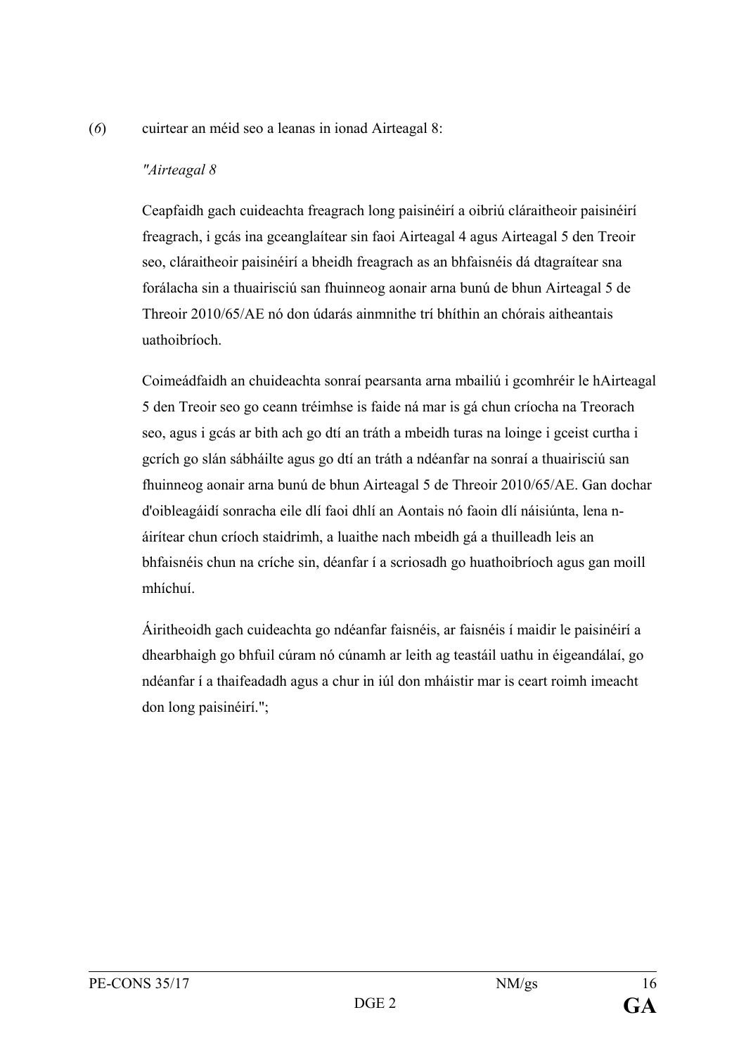(*6*) cuirtear an méid seo a leanas in ionad Airteagal 8:

*"Airteagal 8*

Ceapfaidh gach cuideachta freagrach long paisinéirí a oibriú cláraitheoir paisinéirí freagrach, i gcás ina gceanglaítear sin faoi Airteagal 4 agus Airteagal 5 den Treoir seo, cláraitheoir paisinéirí a bheidh freagrach as an bhfaisnéis dá dtagraítear sna forálacha sin a thuairisciú san fhuinneog aonair arna bunú de bhun Airteagal 5 de Threoir 2010/65/AE nó don údarás ainmnithe trí bhíthin an chórais aitheantais uathoibríoch.

Coimeádfaidh an chuideachta sonraí pearsanta arna mbailiú i gcomhréir le hAirteagal 5 den Treoir seo go ceann tréimhse is faide ná mar is gá chun críocha na Treorach seo, agus i gcás ar bith ach go dtí an tráth a mbeidh turas na loinge i gceist curtha i gcrích go slán sábháilte agus go dtí an tráth a ndéanfar na sonraí a thuairisciú san fhuinneog aonair arna bunú de bhun Airteagal 5 de Threoir 2010/65/AE. Gan dochar d'oibleagáidí sonracha eile dlí faoi dhlí an Aontais nó faoin dlí náisiúnta, lena n-áirítear chun críoch staidrimh, a luaithe nach mbeidh gá a thuilleadh leis an bhfaisnéis chun na críche sin, déanfar í a scriosadh go huathoibríoch agus gan moill mhíchuí.

Áiritheoidh gach cuideachta go ndéanfar faisnéis, ar faisnéis í maidir le paisinéirí a dhearbhaigh go bhfuil cúram nó cúnamh ar leith ag teastáil uathu in éigeandálaí, go ndéanfar í a thaifeadadh agus a chur in iúl don mháistir mar is ceart roimh imeacht don long paisinéirí.";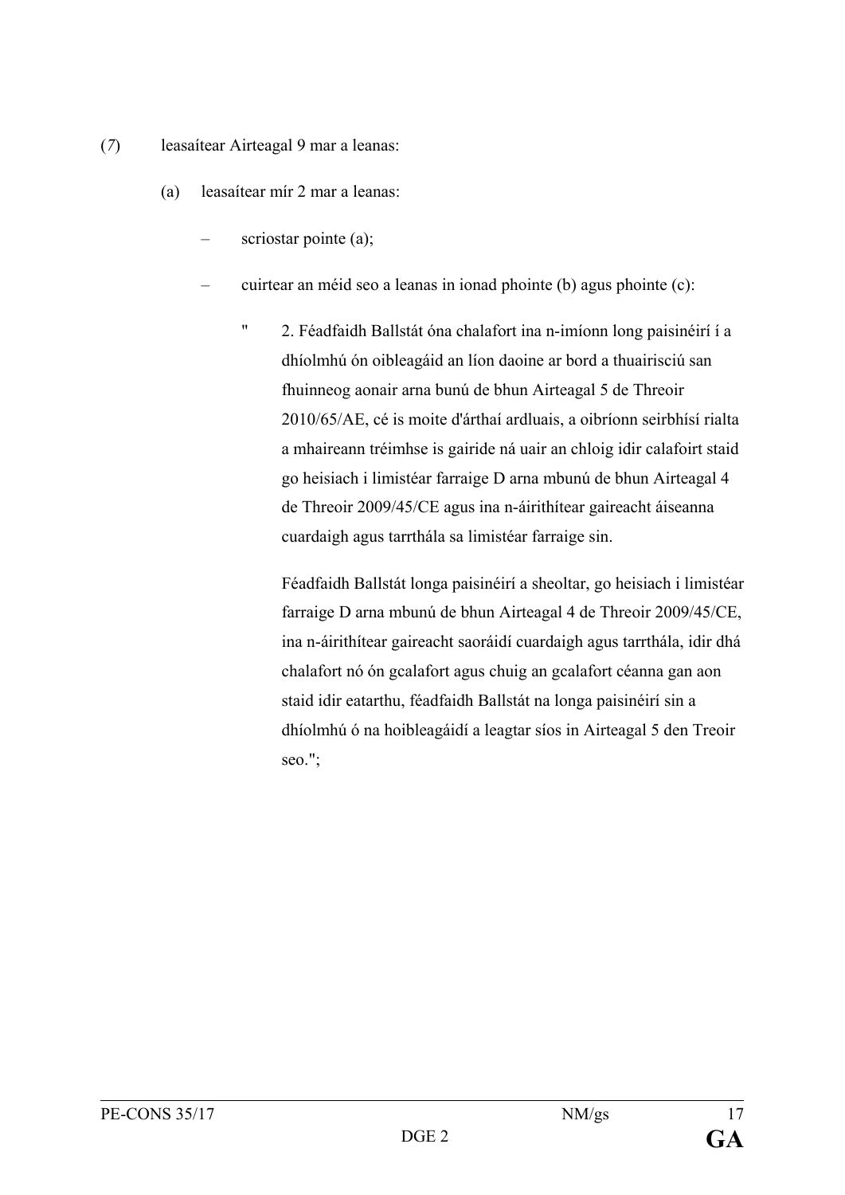(*7*) leasaítear Airteagal 9 mar a leanas:

(a) leasaítear mír 2 mar a leanas:

– scriostar pointe (a);

– cuirtear an méid seo a leanas in ionad phointe (b) agus phointe (c):

" 2. Féadfaidh Ballstát óna chalafort ina n-imíonn long paisinéirí í a dhíolmhú ón oibleagáid an líon daoine ar bord a thuairisciú san fhuinneog aonair arna bunú de bhun Airteagal 5 de Threoir 2010/65/AE, cé is moite d'árthaí ardluais, a oibríonn seirbhísí rialta a mhaireann tréimhse is gairide ná uair an chloig idir calafoirt staid go heisiach i limistéar farraige D arna mbunú de bhun Airteagal 4 de Threoir 2009/45/CE agus ina n-áirithítear gaireacht áiseanna cuardaigh agus tarrthála sa limistéar farraige sin.

Féadfaidh Ballstát longa paisinéirí a sheoltar, go heisiach i limistéar farraige D arna mbunú de bhun Airteagal 4 de Threoir 2009/45/CE, ina n-áirithítear gaireacht saoráidí cuardaigh agus tarrthála, idir dhá chalafort nó ón gcalafort agus chuig an gcalafort céanna gan aon staid idir eatarthu, féadfaidh Ballstát na longa paisinéirí sin a dhíolmhú ó na hoibleagáidí a leagtar síos in Airteagal 5 den Treoir seo.";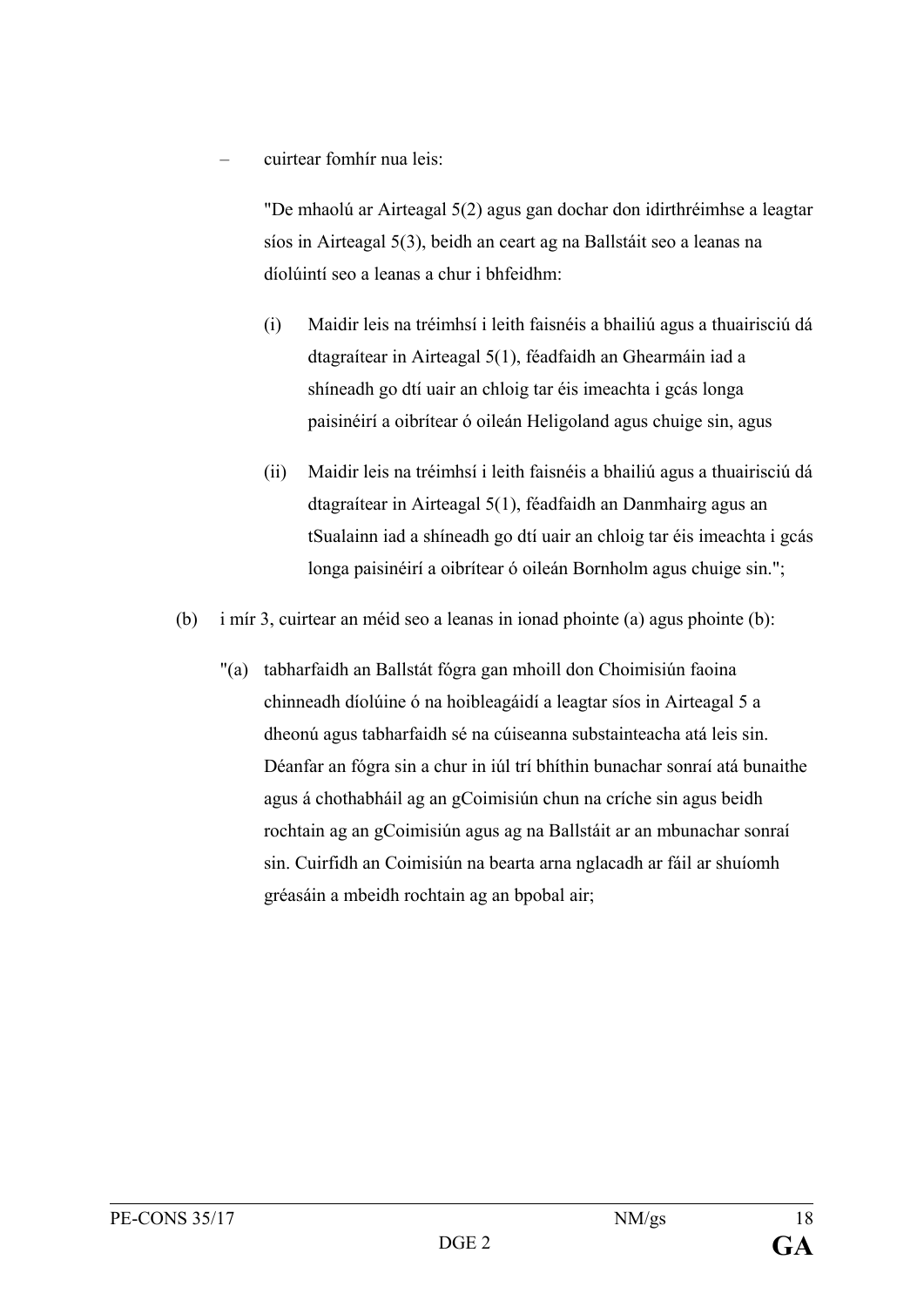– cuirtear fomhír nua leis:

"De mhaolú ar Airteagal 5(2) agus gan dochar don idirthréimhse a leagtar síos in Airteagal 5(3), beidh an ceart ag na Ballstáit seo a leanas na díolúintí seo a leanas a chur i bhfeidhm:

(i) Maidir leis na tréimhsí i leith faisnéis a bhailiú agus a thuairisciú dá dtagraítear in Airteagal 5(1), féadfaidh an Ghearmáin iad a shíneadh go dtí uair an chloig tar éis imeachta i gcás longa paisinéirí a oibrítear ó oileán Heligoland agus chuige sin, agus

(ii) Maidir leis na tréimhsí i leith faisnéis a bhailiú agus a thuairisciú dá dtagraítear in Airteagal 5(1), féadfaidh an Danmhairg agus an tSualainn iad a shíneadh go dtí uair an chloig tar éis imeachta i gcás longa paisinéirí a oibrítear ó oileán Bornholm agus chuige sin.";

(b) i mír 3, cuirtear an méid seo a leanas in ionad phointe (a) agus phointe (b):

"(a) tabharfaidh an Ballstát fógra gan mhoill don Choimisiún faoina chinneadh díolúine ó na hoibleagáidí a leagtar síos in Airteagal 5 a dheonú agus tabharfaidh sé na cúiseanna substainteacha atá leis sin. Déanfar an fógra sin a chur in iúl trí bhíthin bunachar sonraí atá bunaithe agus á chothabháil ag an gCoimisiún chun na críche sin agus beidh rochtain ag an gCoimisiún agus ag na Ballstáit ar an mbunachar sonraí sin. Cuirfidh an Coimisiún na bearta arna nglacadh ar fáil ar shuíomh gréasáin a mbeidh rochtain ag an bpobal air;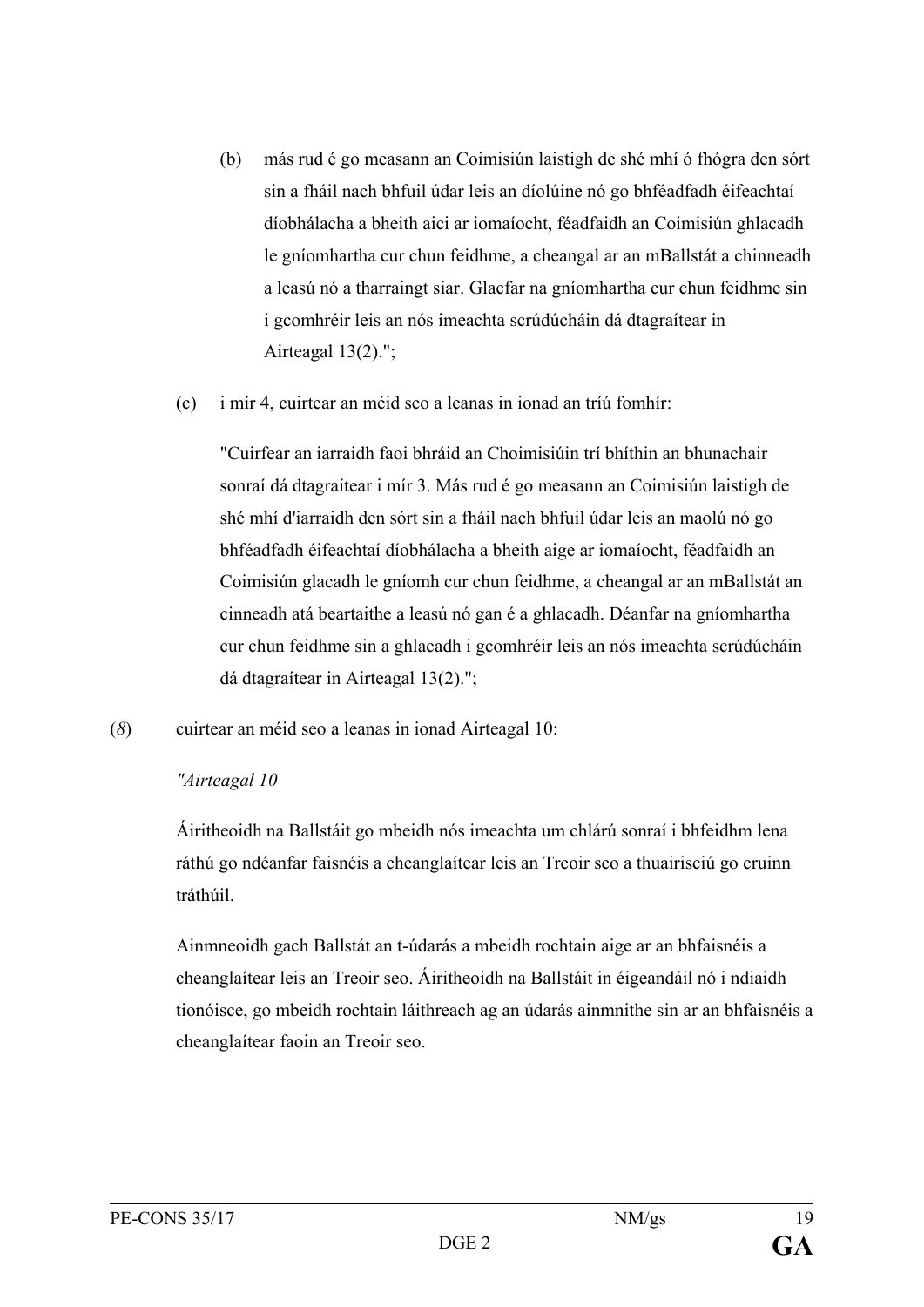(b) más rud é go measann an Coimisiún laistigh de shé mhí ó fhógra den sórt sin a fháil nach bhfuil údar leis an díolúine nó go bhféadfadh éifeachtaí díobhálacha a bheith aici ar iomaíocht, féadfaidh an Coimisiún ghlacadh le gníomhartha cur chun feidhme, a cheangal ar an mBallstát a chinneadh a leasú nó a tharraingt siar. Glacfar na gníomhartha cur chun feidhme sin i gcomhréir leis an nós imeachta scrúdúcháin dá dtagraítear in Airteagal 13(2).";

(c) i mír 4, cuirtear an méid seo a leanas in ionad an tríú fomhír:

"Cuirfear an iarraidh faoi bhráid an Choimisiúin trí bhíthin an bhunachair sonraí dá dtagraítear i mír 3. Más rud é go measann an Coimisiún laistigh de shé mhí d'iarraidh den sórt sin a fháil nach bhfuil údar leis an maolú nó go bhféadfadh éifeachtaí díobhálacha a bheith aige ar iomaíocht, féadfaidh an Coimisiún glacadh le gníomh cur chun feidhme, a cheangal ar an mBallstát an cinneadh atá beartaithe a leasú nó gan é a ghlacadh. Déanfar na gníomhartha cur chun feidhme sin a ghlacadh i gcomhréir leis an nós imeachta scrúdúcháin dá dtagraítear in Airteagal 13(2).";

(*8*) cuirtear an méid seo a leanas in ionad Airteagal 10:

*"Airteagal 10*

Áiritheoidh na Ballstáit go mbeidh nós imeachta um chlárú sonraí i bhfeidhm lena ráthú go ndéanfar faisnéis a cheanglaítear leis an Treoir seo a thuairisciú go cruinn tráthúil.

Ainmneoidh gach Ballstát an t-údarás a mbeidh rochtain aige ar an bhfaisnéis a cheanglaítear leis an Treoir seo. Áiritheoidh na Ballstáit in éigeandáil nó i ndiaidh tionóisce, go mbeidh rochtain láithreach ag an údarás ainmnithe sin ar an bhfaisnéis a cheanglaítear faoin an Treoir seo.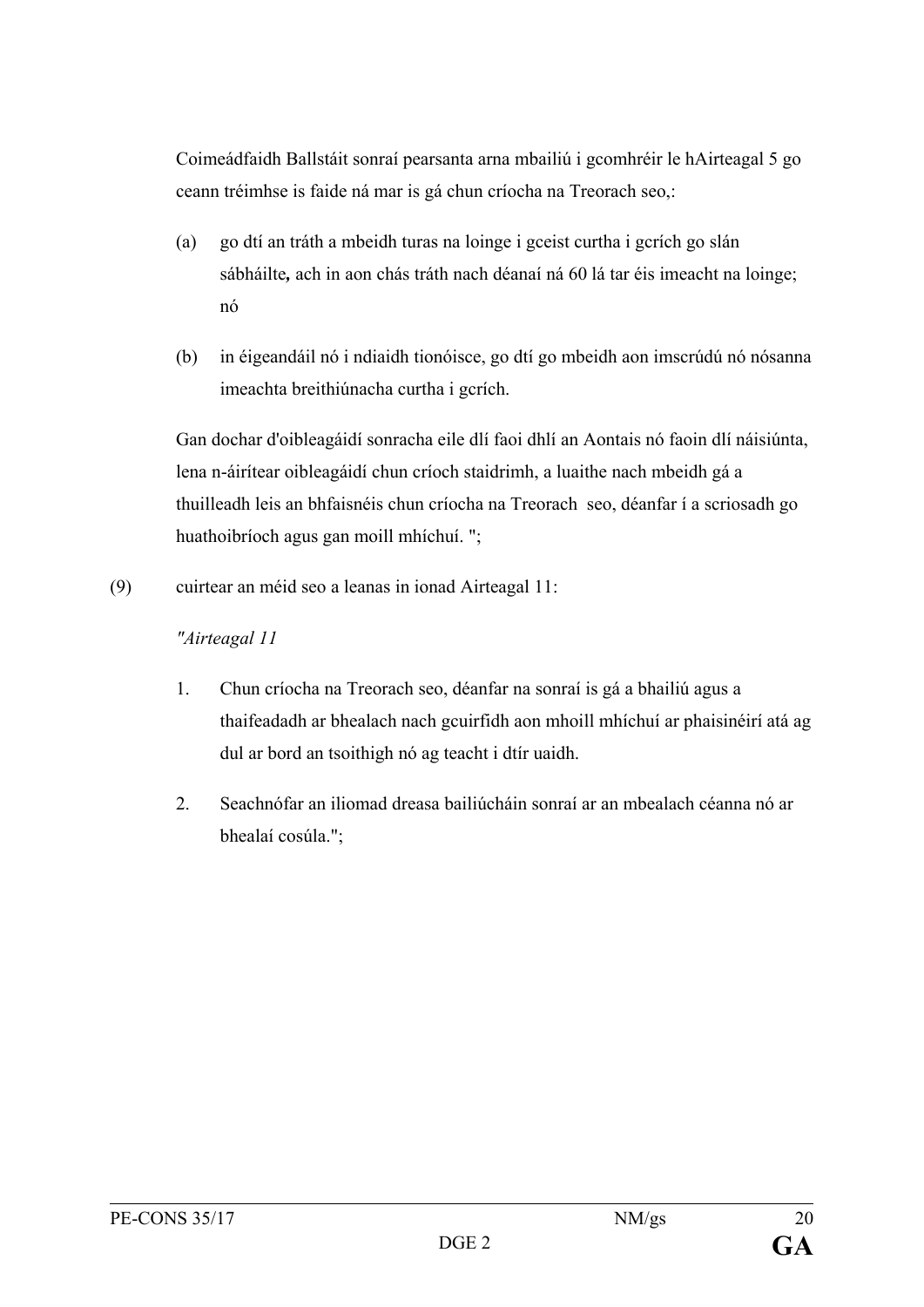Coimeádfaidh Ballstáit sonraí pearsanta arna mbailiú i gcomhréir le hAirteagal 5 go ceann tréimhse is faide ná mar is gá chun críocha na Treorach seo,:

(a) go dtí an tráth a mbeidh turas na loinge i gceist curtha i gcrích go slán sábháilte**,** ach in aon chás tráth nach déanaí ná 60 lá tar éis imeacht na loinge; nó

(b) in éigeandáil nó i ndiaidh tionóisce, go dtí go mbeidh aon imscrúdú nó nósanna imeachta breithiúnacha curtha i gcrích.

Gan dochar d'oibleagáidí sonracha eile dlí faoi dhlí an Aontais nó faoin dlí náisiúnta, lena n-áirítear oibleagáidí chun críoch staidrimh, a luaithe nach mbeidh gá a thuilleadh leis an bhfaisnéis chun críocha na Treorach seo, déanfar í a scriosadh go huathoibríoch agus gan moill mhíchuí. ";

(9) cuirtear an méid seo a leanas in ionad Airteagal 11:

*"Airteagal 11*

1. Chun críocha na Treorach seo, déanfar na sonraí is gá a bhailiú agus a thaifeadadh ar bhealach nach gcuirfidh aon mhoill mhíchuí ar phaisinéirí atá ag dul ar bord an tsoithigh nó ag teacht i dtír uaidh.

2. Seachnófar an iliomad dreasa bailiúcháin sonraí ar an mbealach céanna nó ar bhealaí cosúla.";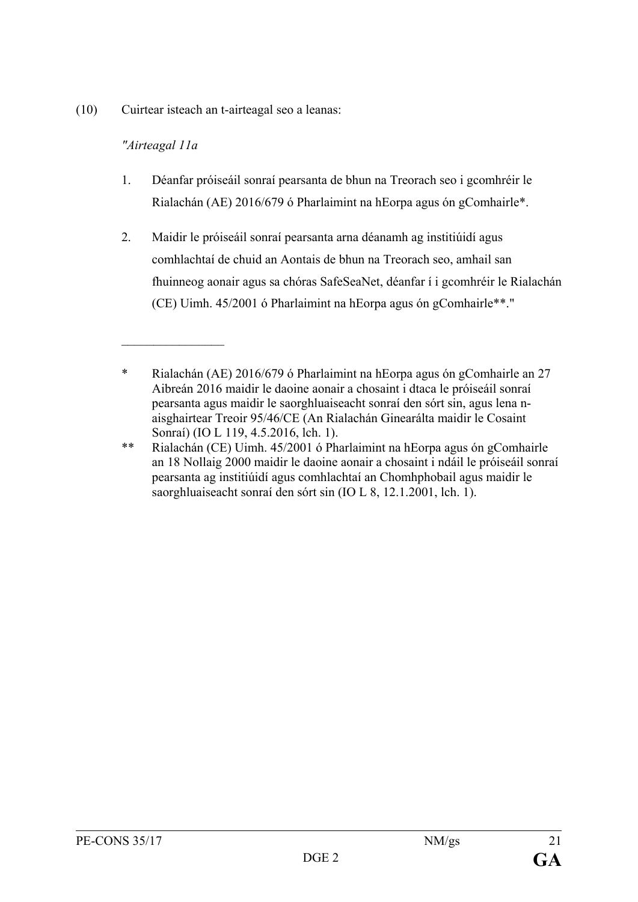(10) Cuirtear isteach an t-airteagal seo a leanas:

*"Airteagal 11a*

1. Déanfar próiseáil sonraí pearsanta de bhun na Treorach seo i gcomhréir le Rialachán (AE) 2016/679 ó Pharlaimint na hEorpa agus ón gComhairle*.

2. Maidir le próiseáil sonraí pearsanta arna déanamh ag institiúidí agus comhlachtaí de chuid an Aontais de bhun na Treorach seo, amhail san fhuinneog aonair agus sa chóras SafeSeaNet, déanfar í i gcomhréir le Rialachán (CE) Uimh. 45/2001 ó Pharlaimint na hEorpa agus ón gComhairle**."

________________

\* Rialachán (AE) 2016/679 ó Pharlaimint na hEorpa agus ón gComhairle an 27 Aibreán 2016 maidir le daoine aonair a chosaint i dtaca le próiseáil sonraí pearsanta agus maidir le saorghluaiseacht sonraí den sórt sin, agus lena n-aisghairtear Treoir 95/46/CE (An Rialachán Ginearálta maidir le Cosaint Sonraí) (IO L 119, 4.5.2016, lch. 1).

\** Rialachán (CE) Uimh. 45/2001 ó Pharlaimint na hEorpa agus ón gComhairle an 18 Nollaig 2000 maidir le daoine aonair a chosaint i ndáil le próiseáil sonraí pearsanta ag institiúidí agus comhlachtaí an Chomhphobail agus maidir le saorghluaiseacht sonraí den sórt sin (IO L 8, 12.1.2001, lch. 1).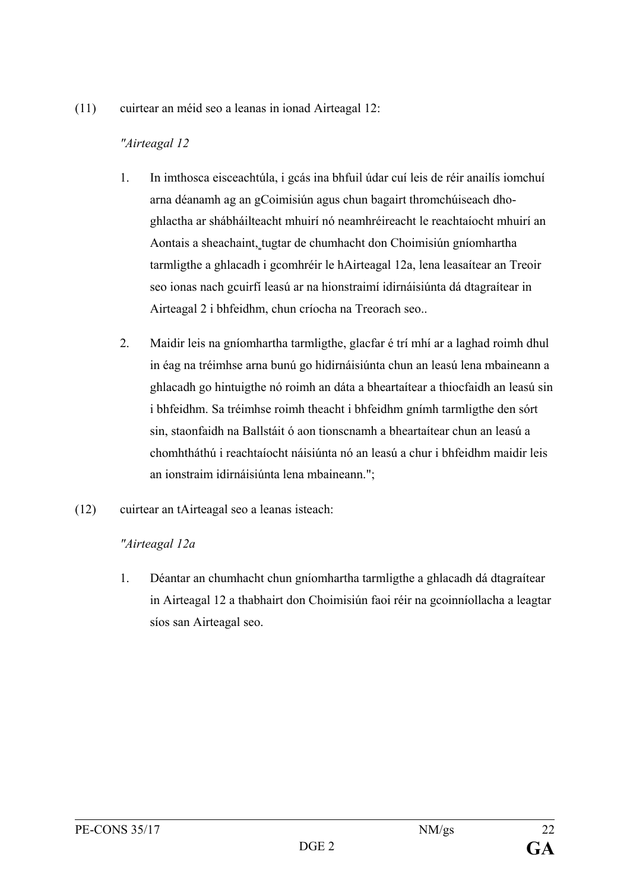(11) cuirtear an méid seo a leanas in ionad Airteagal 12:

*"Airteagal 12*

1. In imthosca eisceachtúla, i gcás ina bhfuil údar cuí leis de réir anailís iomchuí arna déanamh ag an gCoimisiún agus chun bagairt thromchúiseach dho-ghlactha ar shábháilteacht mhuirí nó neamhréireacht le reachtaíocht mhuirí an Aontais a sheachaint, tugtar de chumhacht don Choimisiún gníomhartha tarmligthe a ghlacadh i gcomhréir le hAirteagal 12a, lena leasaítear an Treoir seo ionas nach gcuirfí leasú ar na hionstraimí idirnáisiúnta dá dtagraítear in Airteagal 2 i bhfeidhm, chun críocha na Treorach seo..

2. Maidir leis na gníomhartha tarmligthe, glacfar é trí mhí ar a laghad roimh dhul in éag na tréimhse arna bunú go hidirnáisiúnta chun an leasú lena mbaineann a ghlacadh go hintuigthe nó roimh an dáta a bheartaítear a thiocfaidh an leasú sin i bhfeidhm. Sa tréimhse roimh theacht i bhfeidhm gnímh tarmligthe den sórt sin, staonfaidh na Ballstáit ó aon tionscnamh a bheartaítear chun an leasú a chomhtháthú i reachtaíocht náisiúnta nó an leasú a chur i bhfeidhm maidir leis an ionstraim idirnáisiúnta lena mbaineann.";

(12) cuirtear an tAirteagal seo a leanas isteach:

*"Airteagal 12a*

1. Déantar an chumhacht chun gníomhartha tarmligthe a ghlacadh dá dtagraítear in Airteagal 12 a thabhairt don Choimisiún faoi réir na gcoinníollacha a leagtar síos san Airteagal seo.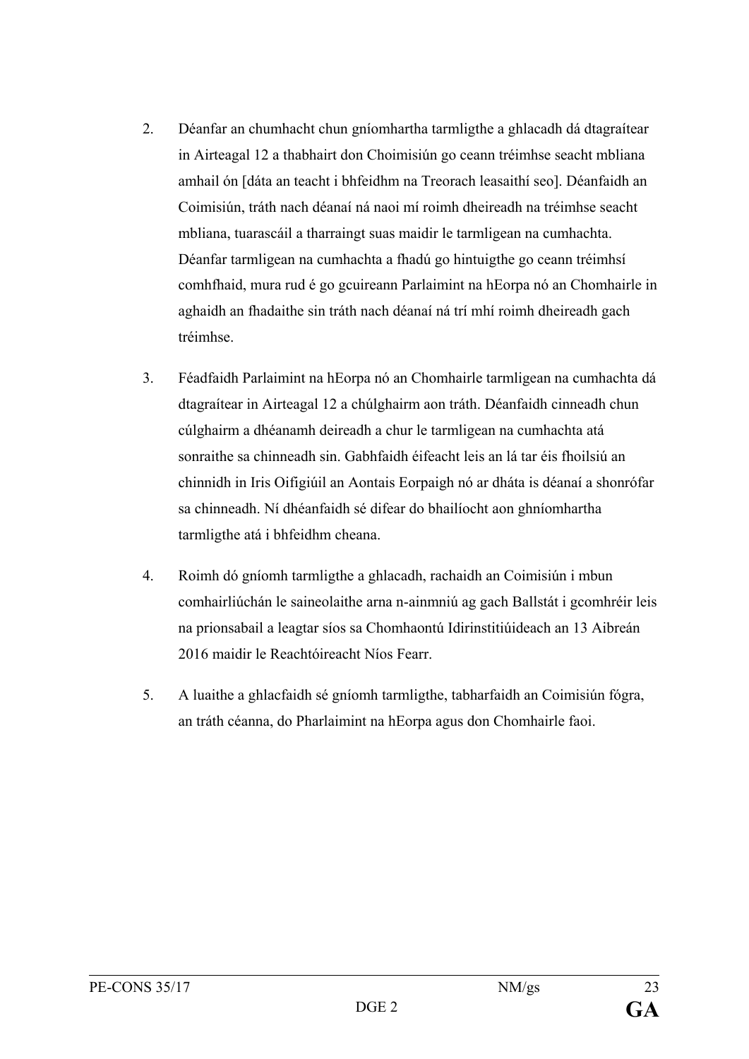2. Déanfar an chumhacht chun gníomhartha tarmligthe a ghlacadh dá dtagraítear in Airteagal 12 a thabhairt don Choimisiún go ceann tréimhse seacht mbliana amhail ón [dáta an teacht i bhfeidhm na Treorach leasaithí seo]. Déanfaidh an Coimisiún, tráth nach déanaí ná naoi mí roimh dheireadh na tréimhse seacht mbliana, tuarascáil a tharraingt suas maidir le tarmligean na cumhachta. Déanfar tarmligean na cumhachta a fhadú go hintuigthe go ceann tréimhsí comhfhaid, mura rud é go gcuireann Parlaimint na hEorpa nó an Chomhairle in aghaidh an fhadaithe sin tráth nach déanaí ná trí mhí roimh dheireadh gach tréimhse.

3. Féadfaidh Parlaimint na hEorpa nó an Chomhairle tarmligean na cumhachta dá dtagraítear in Airteagal 12 a chúlghairm aon tráth. Déanfaidh cinneadh chun cúlghairm a dhéanamh deireadh a chur le tarmligean na cumhachta atá sonraithe sa chinneadh sin. Gabhfaidh éifeacht leis an lá tar éis fhoilsiú an chinnidh in Iris Oifigiúil an Aontais Eorpaigh nó ar dháta is déanaí a shonrófar sa chinneadh. Ní dhéanfaidh sé difear do bhailíocht aon ghníomhartha tarmligthe atá i bhfeidhm cheana.

4. Roimh dó gníomh tarmligthe a ghlacadh, rachaidh an Coimisiún i mbun comhairliúchán le saineolaithe arna n-ainmniú ag gach Ballstát i gcomhréir leis na prionsabail a leagtar síos sa Chomhaontú Idirinstitiúideach an 13 Aibreán 2016 maidir le Reachtóireacht Níos Fearr.

5. A luaithe a ghlacfaidh sé gníomh tarmligthe, tabharfaidh an Coimisiún fógra, an tráth céanna, do Pharlaimint na hEorpa agus don Chomhairle faoi.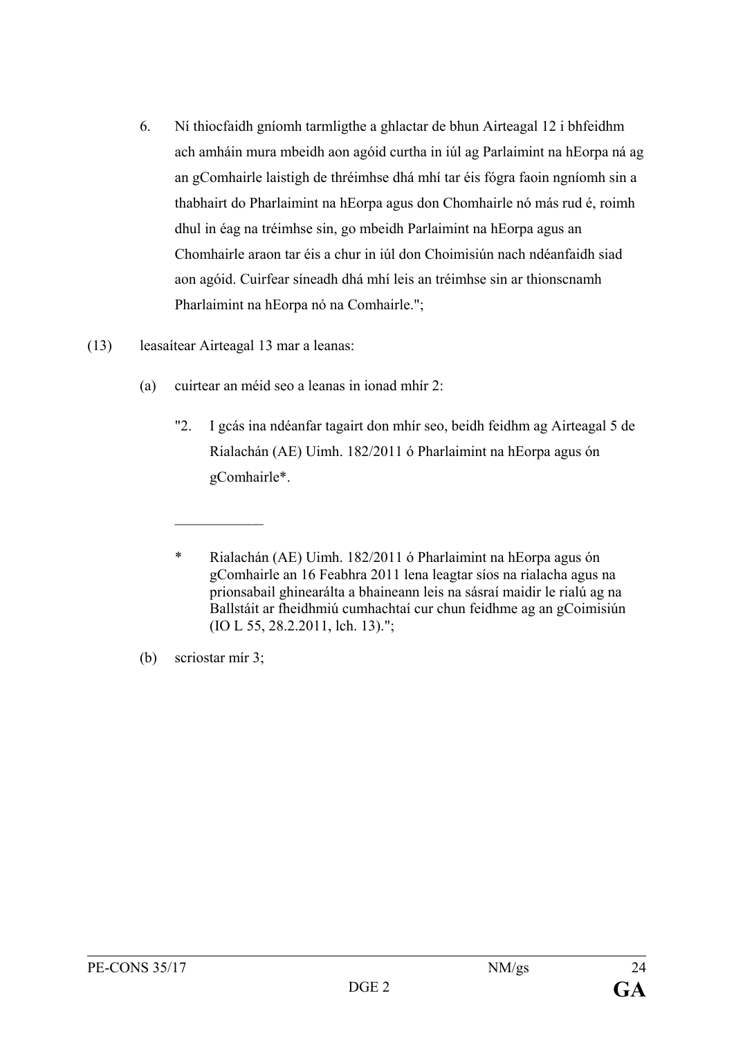6. Ní thiocfaidh gníomh tarmligthe a ghlactar de bhun Airteagal 12 i bhfeidhm ach amháin mura mbeidh aon agóid curtha in iúl ag Parlaimint na hEorpa ná ag an gComhairle laistigh de thréimhse dhá mhí tar éis fógra faoin ngníomh sin a thabhairt do Pharlaimint na hEorpa agus don Chomhairle nó más rud é, roimh dhul in éag na tréimhse sin, go mbeidh Parlaimint na hEorpa agus an Chomhairle araon tar éis a chur in iúl don Choimisiún nach ndéanfaidh siad aon agóid. Cuirfear síneadh dhá mhí leis an tréimhse sin ar thionscnamh Pharlaimint na hEorpa nó na Comhairle.";

(13) leasaítear Airteagal 13 mar a leanas:

(a) cuirtear an méid seo a leanas in ionad mhír 2:

"2. I gcás ina ndéanfar tagairt don mhír seo, beidh feidhm ag Airteagal 5 de Rialachán (AE) Uimh. 182/2011 ó Pharlaimint na hEorpa agus ón gComhairle*.

____________

* Rialachán (AE) Uimh. 182/2011 ó Pharlaimint na hEorpa agus ón gComhairle an 16 Feabhra 2011 lena leagtar síos na rialacha agus na prionsabail ghinearálta a bhaineann leis na sásraí maidir le rialú ag na Ballstáit ar fheidhmiú cumhachtaí cur chun feidhme ag an gCoimisiún (IO L 55, 28.2.2011, lch. 13).";

(b) scriostar mír 3;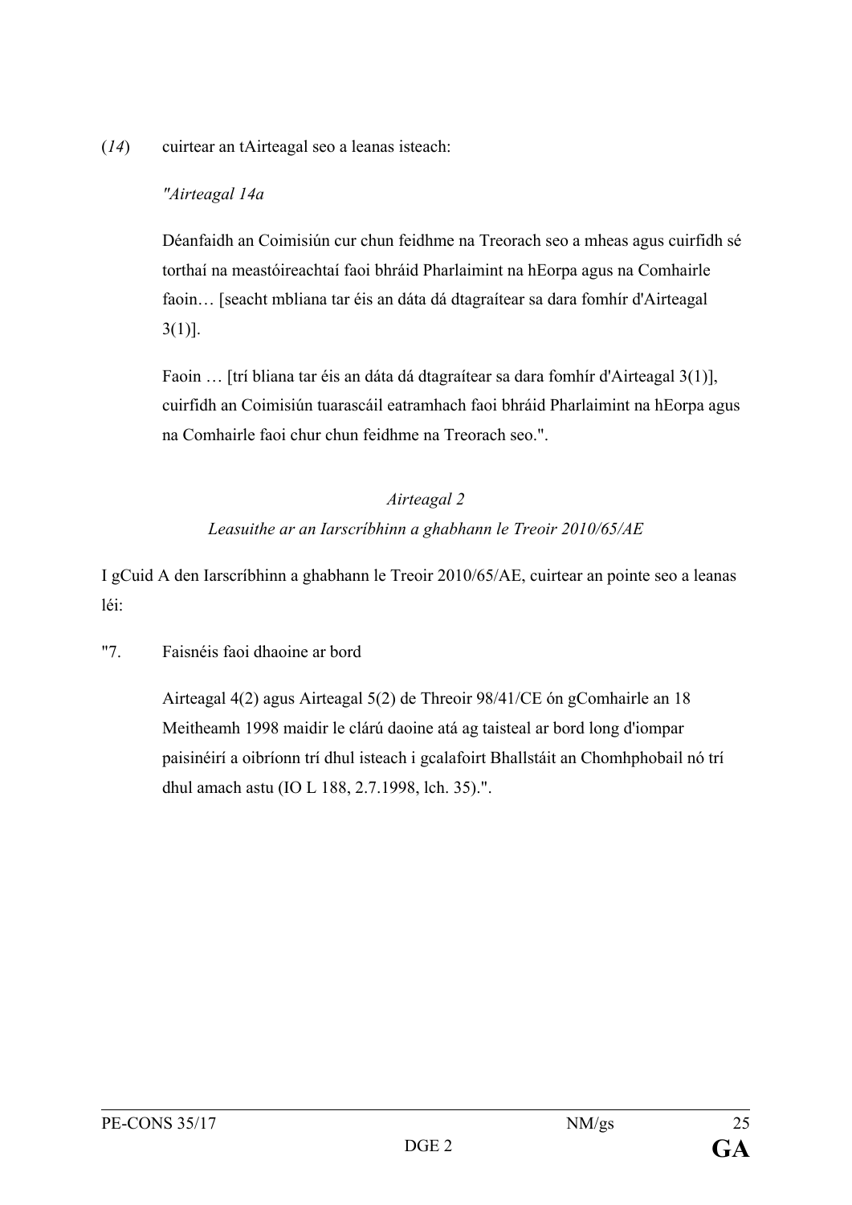(*14*) cuirtear an tAirteagal seo a leanas isteach:

*"Airteagal 14a*

Déanfaidh an Coimisiún cur chun feidhme na Treorach seo a mheas agus cuirfidh sé torthaí na meastóireachtaí faoi bhráid Pharlaimint na hEorpa agus na Comhairle faoin… [seacht mbliana tar éis an dáta dá dtagraítear sa dara fomhír d'Airteagal 3(1)].

Faoin … [trí bliana tar éis an dáta dá dtagraítear sa dara fomhír d'Airteagal 3(1)], cuirfidh an Coimisiún tuarascáil eatramhach faoi bhráid Pharlaimint na hEorpa agus na Comhairle faoi chur chun feidhme na Treorach seo.".

*Airteagal 2*

*Leasuithe ar an Iarscríbhinn a ghabhann le Treoir 2010/65/AE*

I gCuid A den Iarscríbhinn a ghabhann le Treoir 2010/65/AE, cuirtear an pointe seo a leanas léi:

"7. Faisnéis faoi dhaoine ar bord

Airteagal 4(2) agus Airteagal 5(2) de Threoir 98/41/CE ón gComhairle an 18 Meitheamh 1998 maidir le clárú daoine atá ag taisteal ar bord long d'iompar paisinéirí a oibríonn trí dhul isteach i gcalafoirt Bhallstáit an Chomhphobail nó trí dhul amach astu (IO L 188, 2.7.1998, lch. 35).".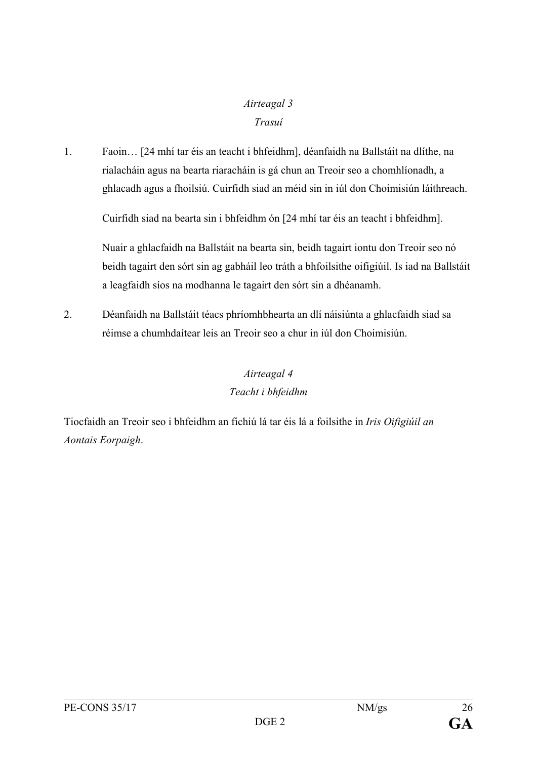*Airteagal 3*

*Trasuí*

1. Faoin… [24 mhí tar éis an teacht i bhfeidhm], déanfaidh na Ballstáit na dlíthe, na rialacháin agus na bearta riaracháin is gá chun an Treoir seo a chomhlíonadh, a ghlacadh agus a fhoilsiú. Cuirfidh siad an méid sin in iúl don Choimisiún láithreach.

   Cuirfidh siad na bearta sin i bhfeidhm ón [24 mhí tar éis an teacht i bhfeidhm].

   Nuair a ghlacfaidh na Ballstáit na bearta sin, beidh tagairt iontu don Treoir seo nó beidh tagairt den sórt sin ag gabháil leo tráth a bhfoilsithe oifigiúil. Is iad na Ballstáit a leagfaidh síos na modhanna le tagairt den sórt sin a dhéanamh.

2. Déanfaidh na Ballstáit téacs phríomhbhearta an dlí náisiúnta a ghlacfaidh siad sa réimse a chumhdaítear leis an Treoir seo a chur in iúl don Choimisiún.

*Airteagal 4*

*Teacht i bhfeidhm*

Tiocfaidh an Treoir seo i bhfeidhm an fichiú lá tar éis lá a foilsithe in *Iris Oifigiúil an Aontais Eorpaigh*.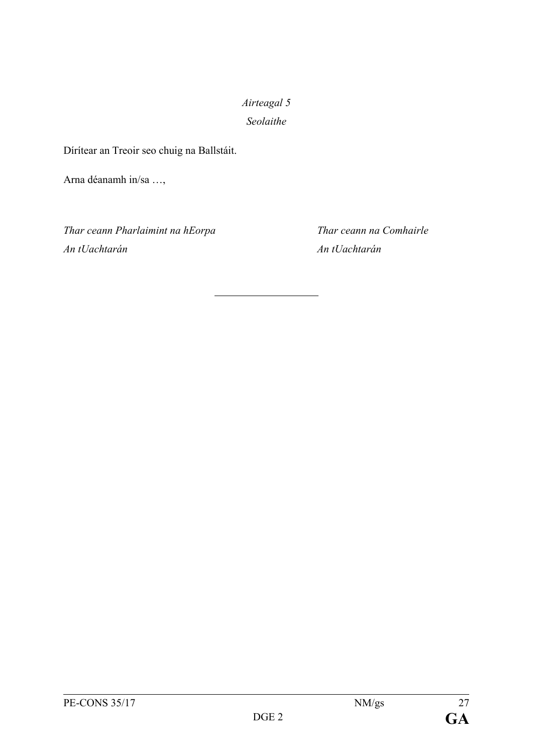*Airteagal 5*

*Seolaithe*

Dírítear an Treoir seo chuig na Ballstáit.

Arna déanamh in/sa …,

*Thar ceann Pharlaimint na hEorpa*
*An tUachtarán*

*Thar ceann na Comhairle*
*An tUachtarán*